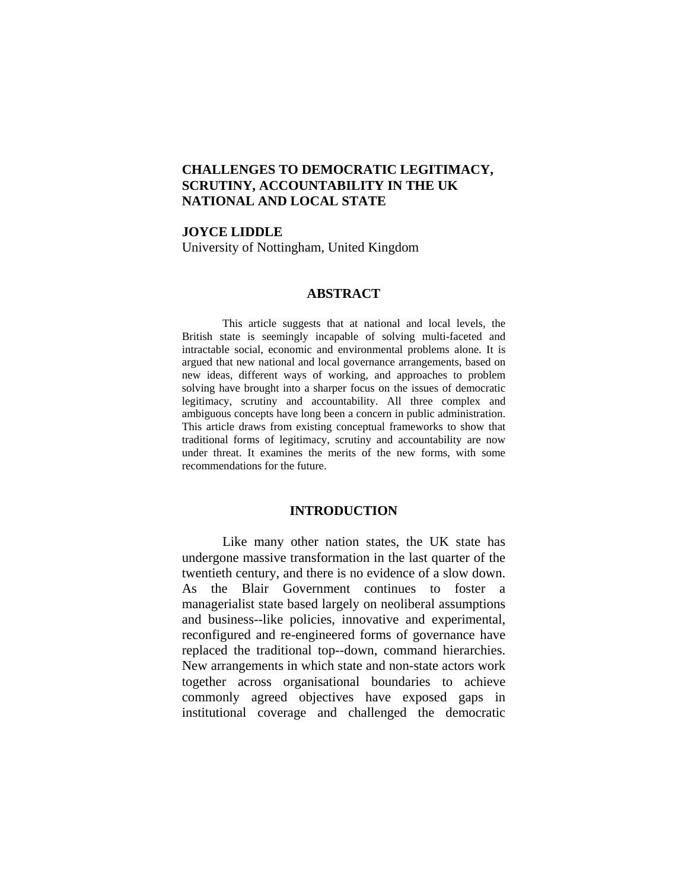# CHALLENGES TO DEMOCRATIC LEGITIMACY, SCRUTINY, ACCOUNTABILITY IN THE UK NATIONAL AND LOCAL STATE

**JOYCE LIDDLE**
University of Nottingham, United Kingdom

## ABSTRACT

This article suggests that at national and local levels, the British state is seemingly incapable of solving multi-faceted and intractable social, economic and environmental problems alone. It is argued that new national and local governance arrangements, based on new ideas, different ways of working, and approaches to problem solving have brought into a sharper focus on the issues of democratic legitimacy, scrutiny and accountability. All three complex and ambiguous concepts have long been a concern in public administration. This article draws from existing conceptual frameworks to show that traditional forms of legitimacy, scrutiny and accountability are now under threat. It examines the merits of the new forms, with some recommendations for the future.

## INTRODUCTION

Like many other nation states, the UK state has undergone massive transformation in the last quarter of the twentieth century, and there is no evidence of a slow down. As the Blair Government continues to foster a managerialist state based largely on neoliberal assumptions and business--like policies, innovative and experimental, reconfigured and re-engineered forms of governance have replaced the traditional top--down, command hierarchies. New arrangements in which state and non-state actors work together across organisational boundaries to achieve commonly agreed objectives have exposed gaps in institutional coverage and challenged the democratic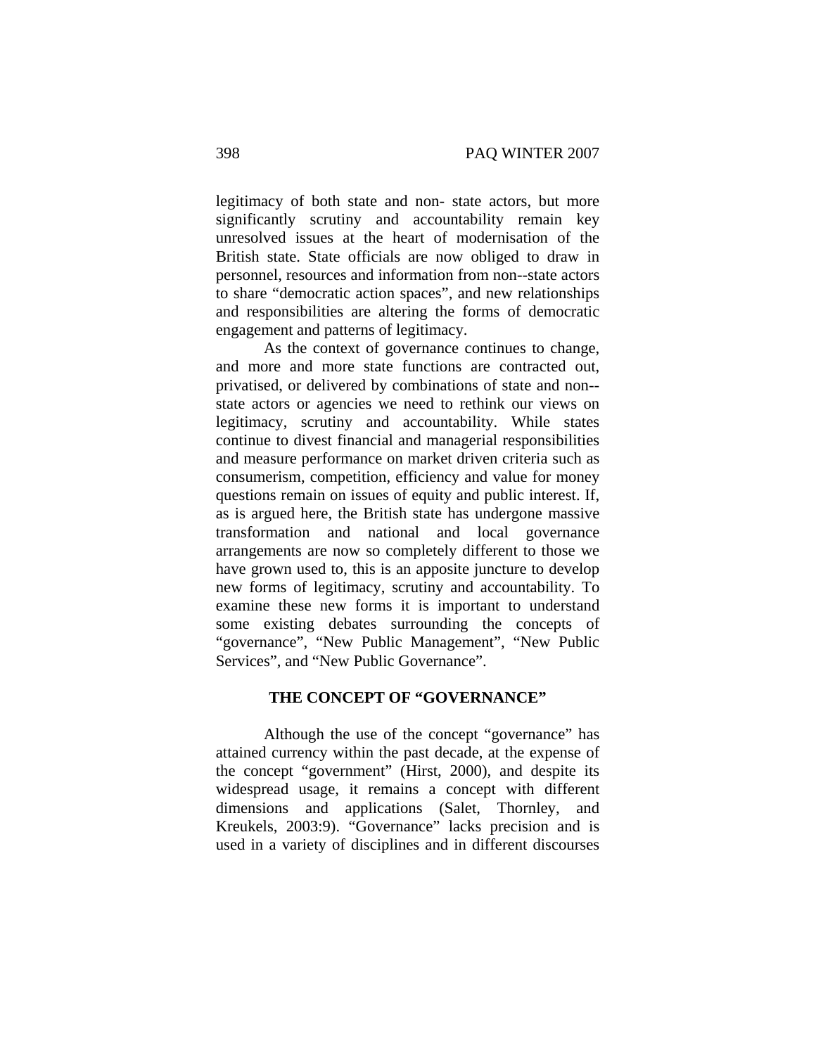legitimacy of both state and non- state actors, but more significantly scrutiny and accountability remain key unresolved issues at the heart of modernisation of the British state. State officials are now obliged to draw in personnel, resources and information from non--state actors to share “democratic action spaces”, and new relationships and responsibilities are altering the forms of democratic engagement and patterns of legitimacy.

As the context of governance continues to change, and more and more state functions are contracted out, privatised, or delivered by combinations of state and non--state actors or agencies we need to rethink our views on legitimacy, scrutiny and accountability. While states continue to divest financial and managerial responsibilities and measure performance on market driven criteria such as consumerism, competition, efficiency and value for money questions remain on issues of equity and public interest. If, as is argued here, the British state has undergone massive transformation and national and local governance arrangements are now so completely different to those we have grown used to, this is an apposite juncture to develop new forms of legitimacy, scrutiny and accountability. To examine these new forms it is important to understand some existing debates surrounding the concepts of “governance”, “New Public Management”, “New Public Services”, and “New Public Governance”.

## THE CONCEPT OF “GOVERNANCE”

Although the use of the concept “governance” has attained currency within the past decade, at the expense of the concept “government” (Hirst, 2000), and despite its widespread usage, it remains a concept with different dimensions and applications (Salet, Thornley, and Kreukels, 2003:9). “Governance” lacks precision and is used in a variety of disciplines and in different discourses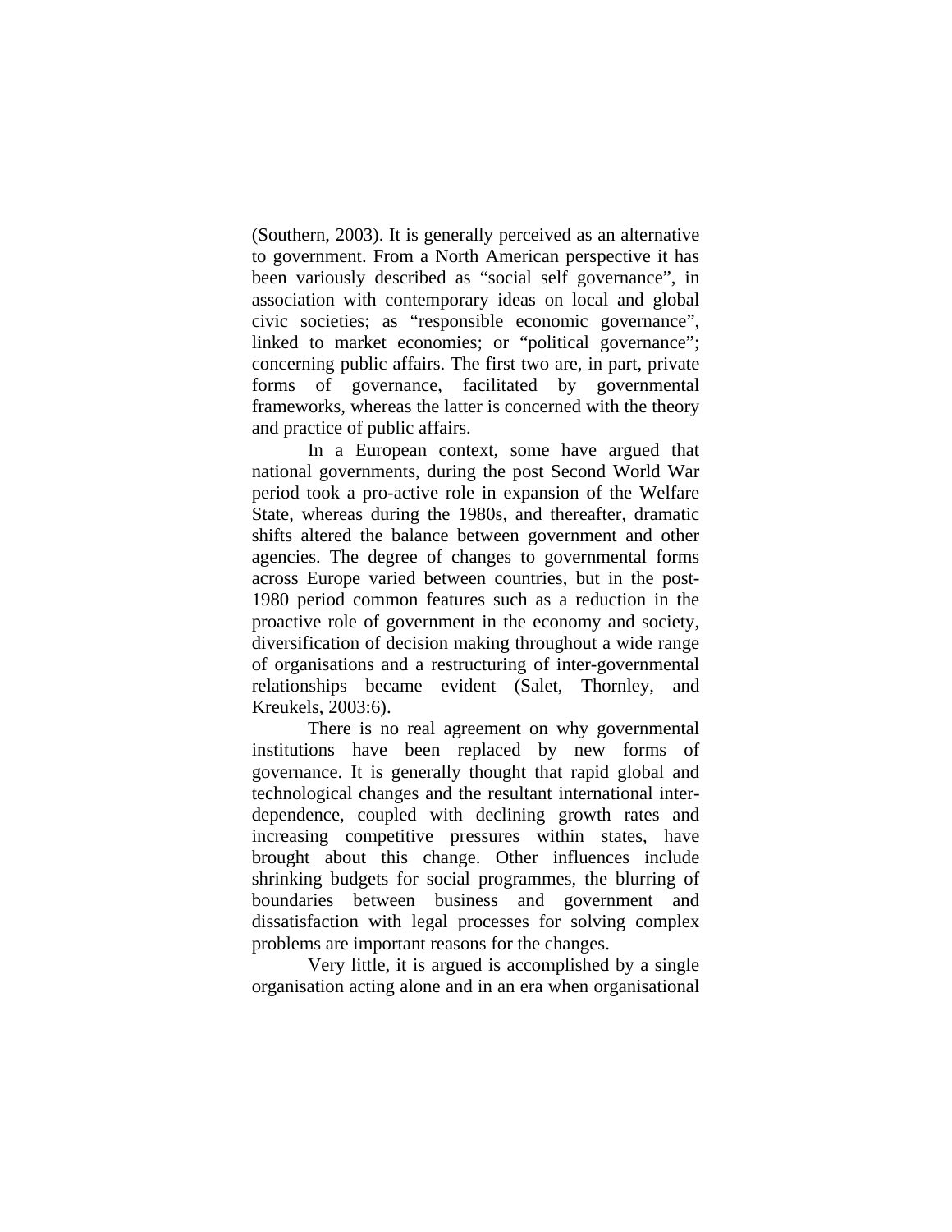(Southern, 2003). It is generally perceived as an alternative to government. From a North American perspective it has been variously described as "social self governance", in association with contemporary ideas on local and global civic societies; as "responsible economic governance", linked to market economies; or "political governance"; concerning public affairs. The first two are, in part, private forms of governance, facilitated by governmental frameworks, whereas the latter is concerned with the theory and practice of public affairs.

In a European context, some have argued that national governments, during the post Second World War period took a pro-active role in expansion of the Welfare State, whereas during the 1980s, and thereafter, dramatic shifts altered the balance between government and other agencies. The degree of changes to governmental forms across Europe varied between countries, but in the post-1980 period common features such as a reduction in the proactive role of government in the economy and society, diversification of decision making throughout a wide range of organisations and a restructuring of inter-governmental relationships became evident (Salet, Thornley, and Kreukels, 2003:6).

There is no real agreement on why governmental institutions have been replaced by new forms of governance. It is generally thought that rapid global and technological changes and the resultant international inter-dependence, coupled with declining growth rates and increasing competitive pressures within states, have brought about this change. Other influences include shrinking budgets for social programmes, the blurring of boundaries between business and government and dissatisfaction with legal processes for solving complex problems are important reasons for the changes.

Very little, it is argued is accomplished by a single organisation acting alone and in an era when organisational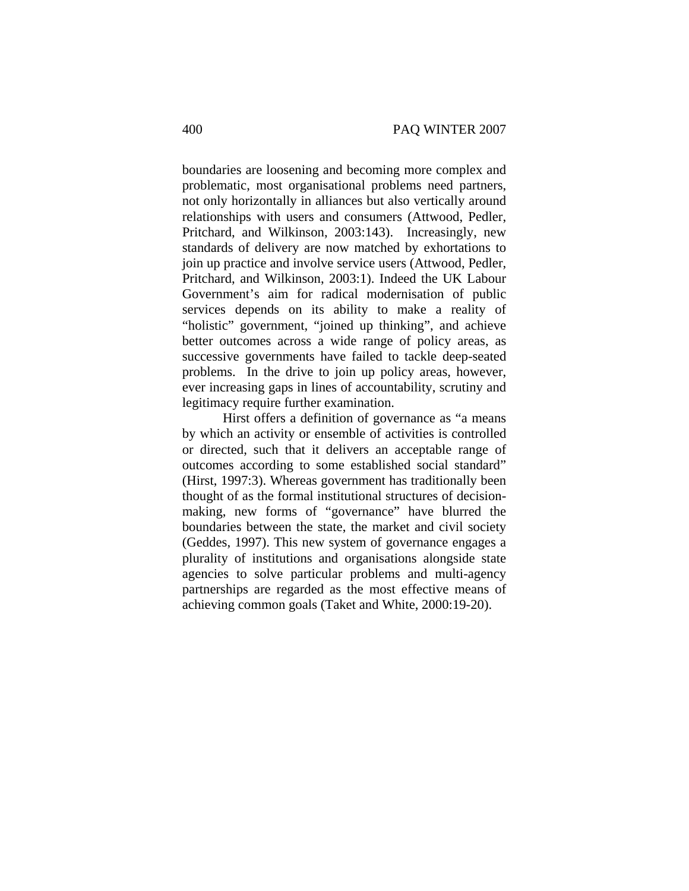boundaries are loosening and becoming more complex and problematic, most organisational problems need partners, not only horizontally in alliances but also vertically around relationships with users and consumers (Attwood, Pedler, Pritchard, and Wilkinson, 2003:143). Increasingly, new standards of delivery are now matched by exhortations to join up practice and involve service users (Attwood, Pedler, Pritchard, and Wilkinson, 2003:1). Indeed the UK Labour Government's aim for radical modernisation of public services depends on its ability to make a reality of "holistic" government, "joined up thinking", and achieve better outcomes across a wide range of policy areas, as successive governments have failed to tackle deep-seated problems. In the drive to join up policy areas, however, ever increasing gaps in lines of accountability, scrutiny and legitimacy require further examination.

Hirst offers a definition of governance as "a means by which an activity or ensemble of activities is controlled or directed, such that it delivers an acceptable range of outcomes according to some established social standard" (Hirst, 1997:3). Whereas government has traditionally been thought of as the formal institutional structures of decision-making, new forms of "governance" have blurred the boundaries between the state, the market and civil society (Geddes, 1997). This new system of governance engages a plurality of institutions and organisations alongside state agencies to solve particular problems and multi-agency partnerships are regarded as the most effective means of achieving common goals (Taket and White, 2000:19-20).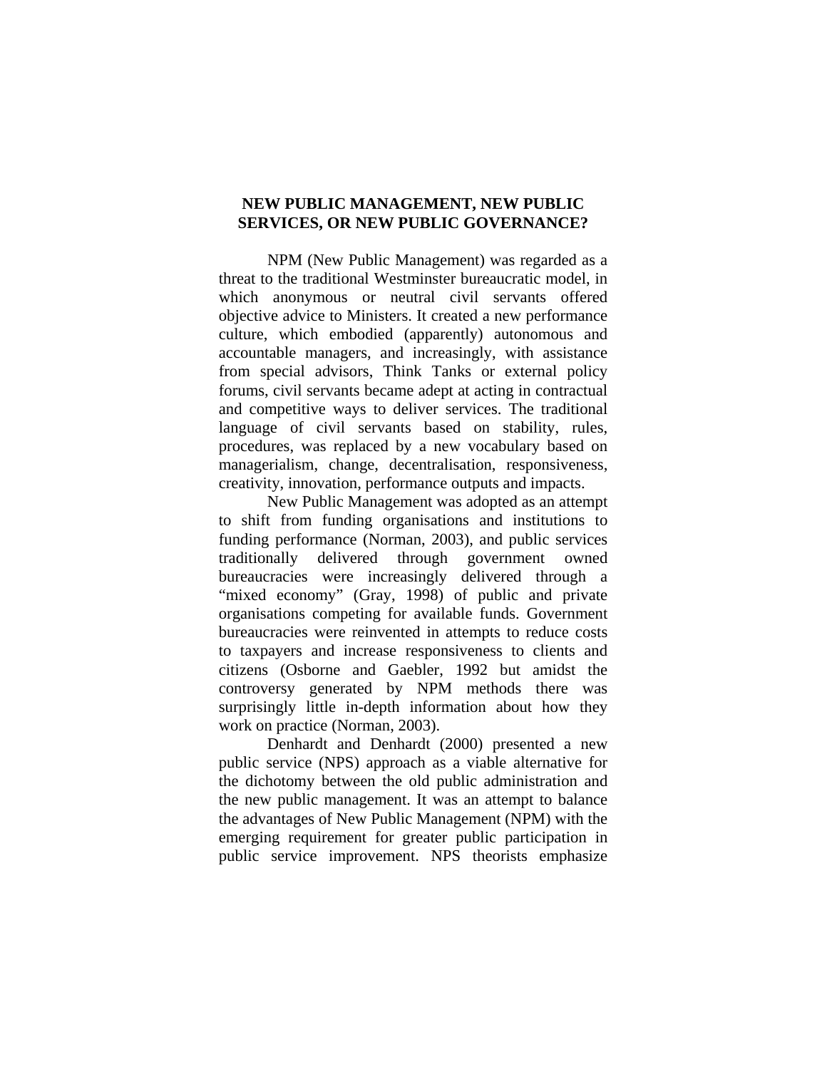## NEW PUBLIC MANAGEMENT, NEW PUBLIC SERVICES, OR NEW PUBLIC GOVERNANCE?

NPM (New Public Management) was regarded as a threat to the traditional Westminster bureaucratic model, in which anonymous or neutral civil servants offered objective advice to Ministers. It created a new performance culture, which embodied (apparently) autonomous and accountable managers, and increasingly, with assistance from special advisors, Think Tanks or external policy forums, civil servants became adept at acting in contractual and competitive ways to deliver services. The traditional language of civil servants based on stability, rules, procedures, was replaced by a new vocabulary based on managerialism, change, decentralisation, responsiveness, creativity, innovation, performance outputs and impacts.

New Public Management was adopted as an attempt to shift from funding organisations and institutions to funding performance (Norman, 2003), and public services traditionally delivered through government owned bureaucracies were increasingly delivered through a "mixed economy" (Gray, 1998) of public and private organisations competing for available funds. Government bureaucracies were reinvented in attempts to reduce costs to taxpayers and increase responsiveness to clients and citizens (Osborne and Gaebler, 1992 but amidst the controversy generated by NPM methods there was surprisingly little in-depth information about how they work on practice (Norman, 2003).

Denhardt and Denhardt (2000) presented a new public service (NPS) approach as a viable alternative for the dichotomy between the old public administration and the new public management. It was an attempt to balance the advantages of New Public Management (NPM) with the emerging requirement for greater public participation in public service improvement. NPS theorists emphasize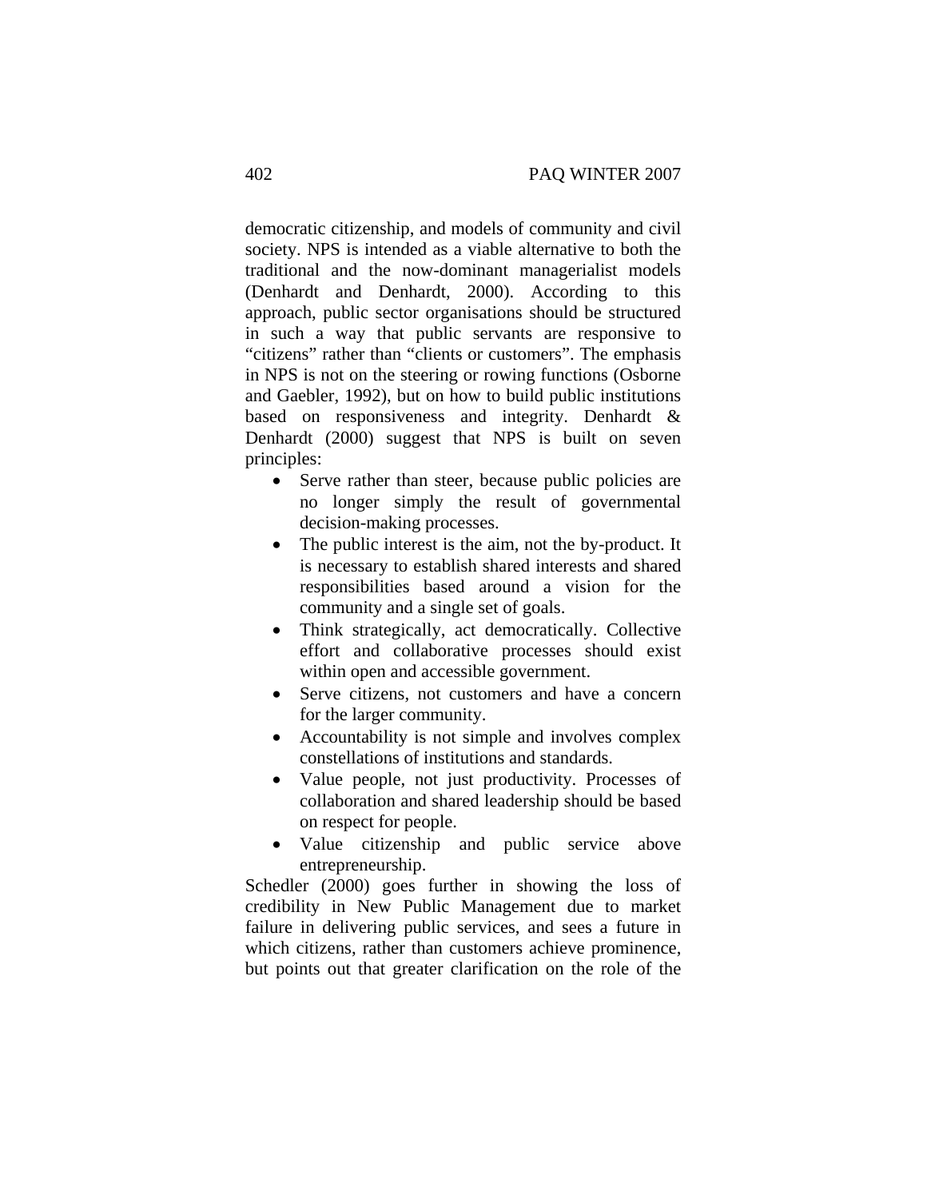democratic citizenship, and models of community and civil society. NPS is intended as a viable alternative to both the traditional and the now-dominant managerialist models (Denhardt and Denhardt, 2000). According to this approach, public sector organisations should be structured in such a way that public servants are responsive to "citizens" rather than "clients or customers". The emphasis in NPS is not on the steering or rowing functions (Osborne and Gaebler, 1992), but on how to build public institutions based on responsiveness and integrity. Denhardt & Denhardt (2000) suggest that NPS is built on seven principles:

- Serve rather than steer, because public policies are no longer simply the result of governmental decision-making processes.
- The public interest is the aim, not the by-product. It is necessary to establish shared interests and shared responsibilities based around a vision for the community and a single set of goals.
- Think strategically, act democratically. Collective effort and collaborative processes should exist within open and accessible government.
- Serve citizens, not customers and have a concern for the larger community.
- Accountability is not simple and involves complex constellations of institutions and standards.
- Value people, not just productivity. Processes of collaboration and shared leadership should be based on respect for people.
- Value citizenship and public service above entrepreneurship.

Schedler (2000) goes further in showing the loss of credibility in New Public Management due to market failure in delivering public services, and sees a future in which citizens, rather than customers achieve prominence, but points out that greater clarification on the role of the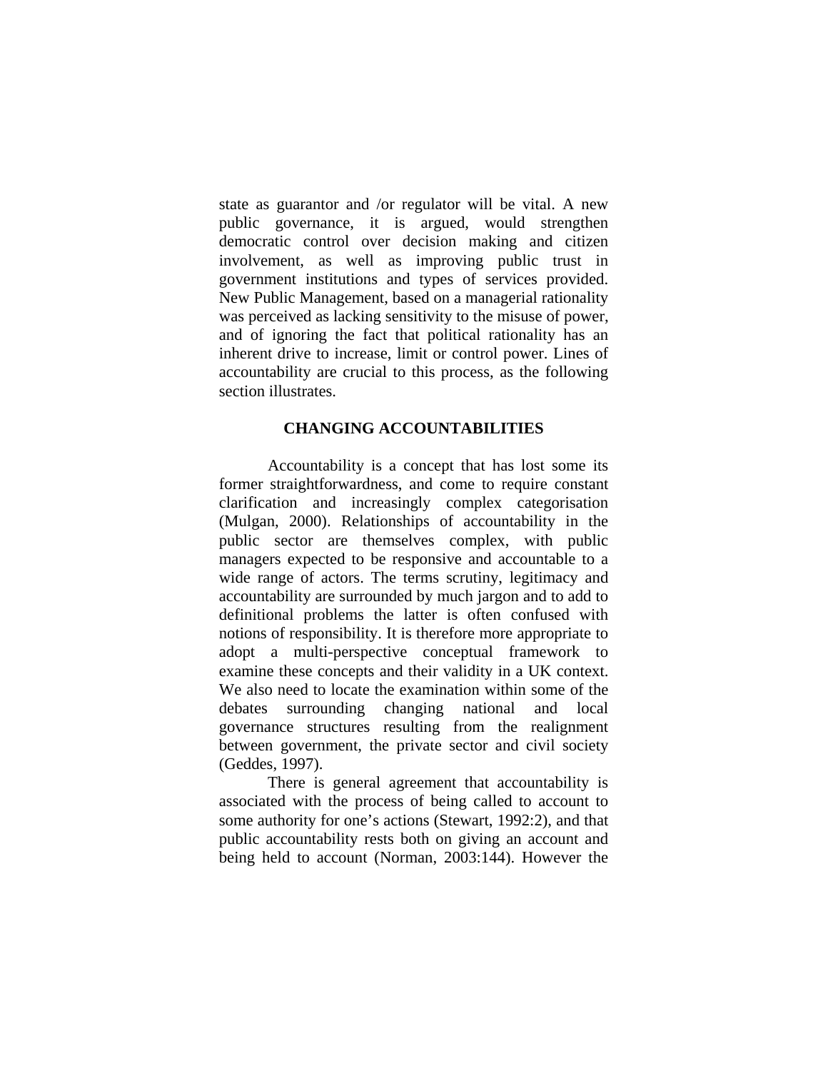state as guarantor and /or regulator will be vital. A new public governance, it is argued, would strengthen democratic control over decision making and citizen involvement, as well as improving public trust in government institutions and types of services provided. New Public Management, based on a managerial rationality was perceived as lacking sensitivity to the misuse of power, and of ignoring the fact that political rationality has an inherent drive to increase, limit or control power. Lines of accountability are crucial to this process, as the following section illustrates.

## CHANGING ACCOUNTABILITIES

Accountability is a concept that has lost some its former straightforwardness, and come to require constant clarification and increasingly complex categorisation (Mulgan, 2000). Relationships of accountability in the public sector are themselves complex, with public managers expected to be responsive and accountable to a wide range of actors. The terms scrutiny, legitimacy and accountability are surrounded by much jargon and to add to definitional problems the latter is often confused with notions of responsibility. It is therefore more appropriate to adopt a multi-perspective conceptual framework to examine these concepts and their validity in a UK context. We also need to locate the examination within some of the debates surrounding changing national and local governance structures resulting from the realignment between government, the private sector and civil society (Geddes, 1997).

There is general agreement that accountability is associated with the process of being called to account to some authority for one's actions (Stewart, 1992:2), and that public accountability rests both on giving an account and being held to account (Norman, 2003:144). However the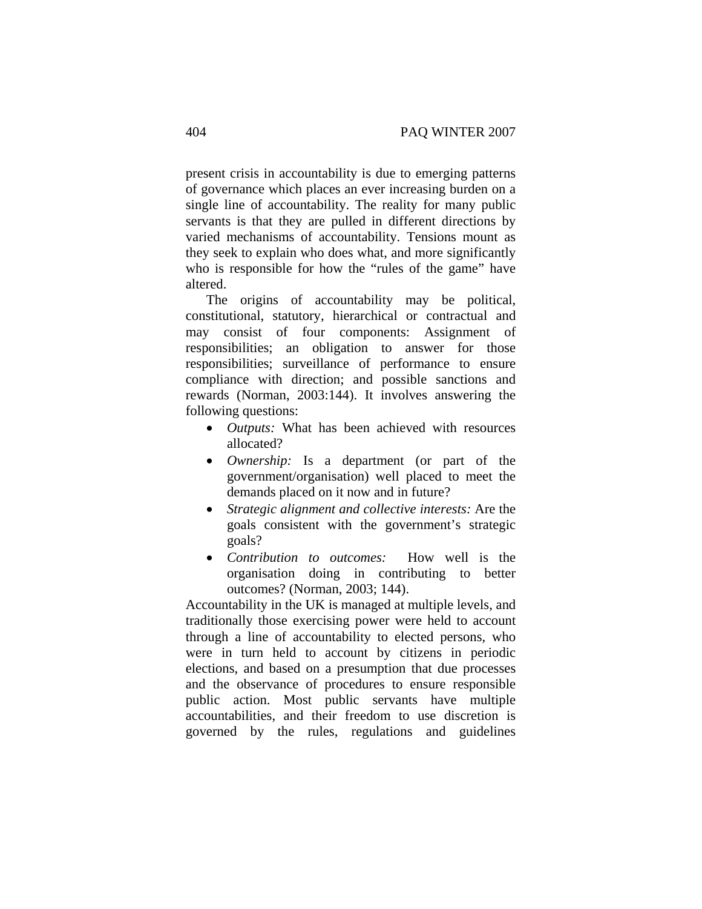present crisis in accountability is due to emerging patterns of governance which places an ever increasing burden on a single line of accountability. The reality for many public servants is that they are pulled in different directions by varied mechanisms of accountability. Tensions mount as they seek to explain who does what, and more significantly who is responsible for how the "rules of the game" have altered.

The origins of accountability may be political, constitutional, statutory, hierarchical or contractual and may consist of four components: Assignment of responsibilities; an obligation to answer for those responsibilities; surveillance of performance to ensure compliance with direction; and possible sanctions and rewards (Norman, 2003:144). It involves answering the following questions:

- *Outputs:* What has been achieved with resources allocated?
- *Ownership:* Is a department (or part of the government/organisation) well placed to meet the demands placed on it now and in future?
- *Strategic alignment and collective interests:* Are the goals consistent with the government's strategic goals?
- *Contribution to outcomes:* How well is the organisation doing in contributing to better outcomes? (Norman, 2003; 144).

Accountability in the UK is managed at multiple levels, and traditionally those exercising power were held to account through a line of accountability to elected persons, who were in turn held to account by citizens in periodic elections, and based on a presumption that due processes and the observance of procedures to ensure responsible public action. Most public servants have multiple accountabilities, and their freedom to use discretion is governed by the rules, regulations and guidelines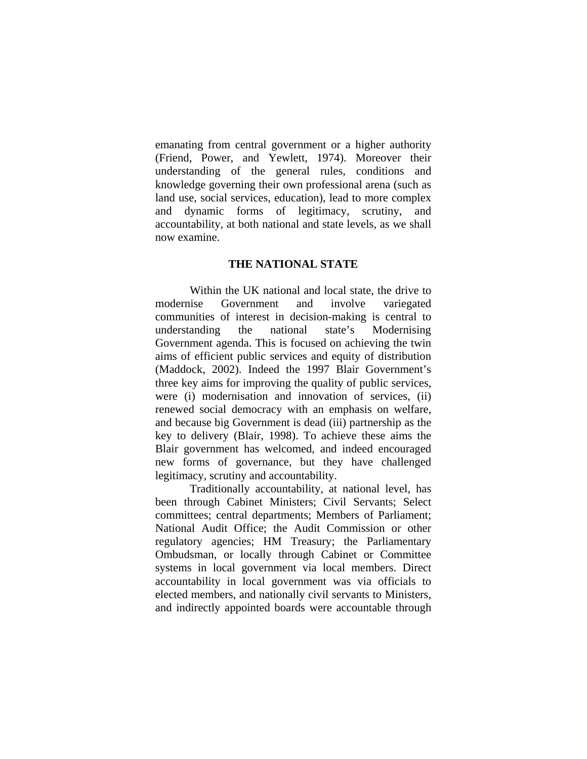emanating from central government or a higher authority (Friend, Power, and Yewlett, 1974). Moreover their understanding of the general rules, conditions and knowledge governing their own professional arena (such as land use, social services, education), lead to more complex and dynamic forms of legitimacy, scrutiny, and accountability, at both national and state levels, as we shall now examine.

## THE NATIONAL STATE

Within the UK national and local state, the drive to modernise Government and involve variegated communities of interest in decision-making is central to understanding the national state's Modernising Government agenda. This is focused on achieving the twin aims of efficient public services and equity of distribution (Maddock, 2002). Indeed the 1997 Blair Government's three key aims for improving the quality of public services, were (i) modernisation and innovation of services, (ii) renewed social democracy with an emphasis on welfare, and because big Government is dead (iii) partnership as the key to delivery (Blair, 1998). To achieve these aims the Blair government has welcomed, and indeed encouraged new forms of governance, but they have challenged legitimacy, scrutiny and accountability.

Traditionally accountability, at national level, has been through Cabinet Ministers; Civil Servants; Select committees; central departments; Members of Parliament; National Audit Office; the Audit Commission or other regulatory agencies; HM Treasury; the Parliamentary Ombudsman, or locally through Cabinet or Committee systems in local government via local members. Direct accountability in local government was via officials to elected members, and nationally civil servants to Ministers, and indirectly appointed boards were accountable through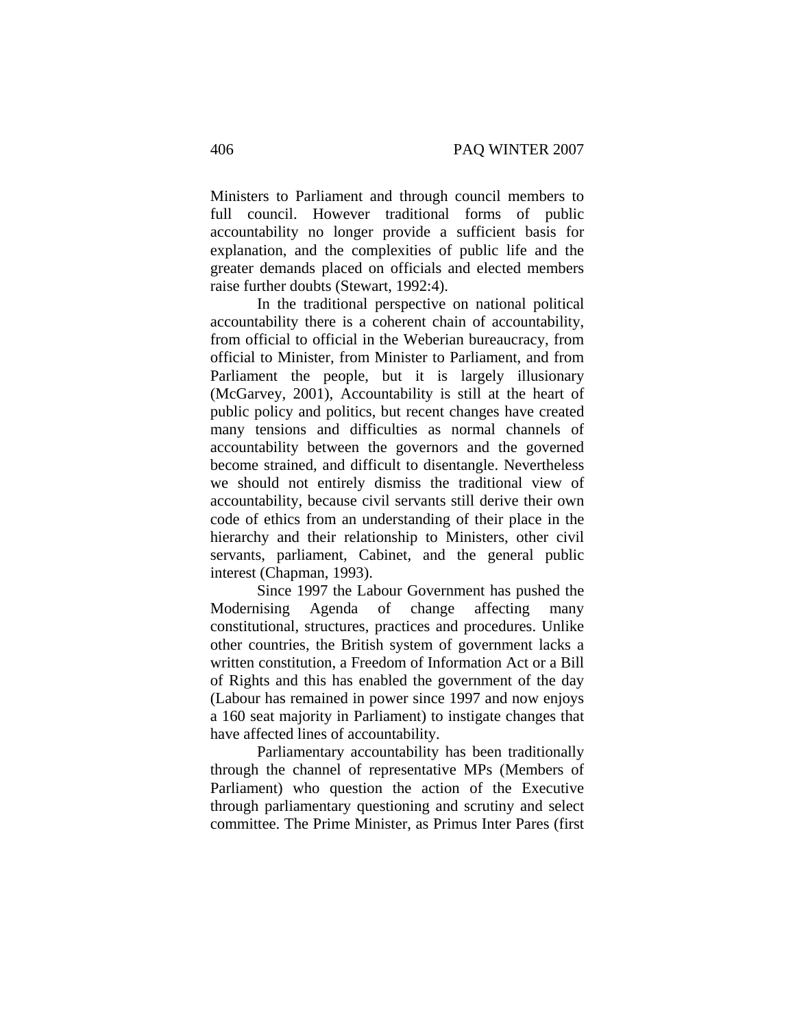Ministers to Parliament and through council members to full council. However traditional forms of public accountability no longer provide a sufficient basis for explanation, and the complexities of public life and the greater demands placed on officials and elected members raise further doubts (Stewart, 1992:4).

In the traditional perspective on national political accountability there is a coherent chain of accountability, from official to official in the Weberian bureaucracy, from official to Minister, from Minister to Parliament, and from Parliament the people, but it is largely illusionary (McGarvey, 2001), Accountability is still at the heart of public policy and politics, but recent changes have created many tensions and difficulties as normal channels of accountability between the governors and the governed become strained, and difficult to disentangle. Nevertheless we should not entirely dismiss the traditional view of accountability, because civil servants still derive their own code of ethics from an understanding of their place in the hierarchy and their relationship to Ministers, other civil servants, parliament, Cabinet, and the general public interest (Chapman, 1993).

Since 1997 the Labour Government has pushed the Modernising Agenda of change affecting many constitutional, structures, practices and procedures. Unlike other countries, the British system of government lacks a written constitution, a Freedom of Information Act or a Bill of Rights and this has enabled the government of the day (Labour has remained in power since 1997 and now enjoys a 160 seat majority in Parliament) to instigate changes that have affected lines of accountability.

Parliamentary accountability has been traditionally through the channel of representative MPs (Members of Parliament) who question the action of the Executive through parliamentary questioning and scrutiny and select committee. The Prime Minister, as Primus Inter Pares (first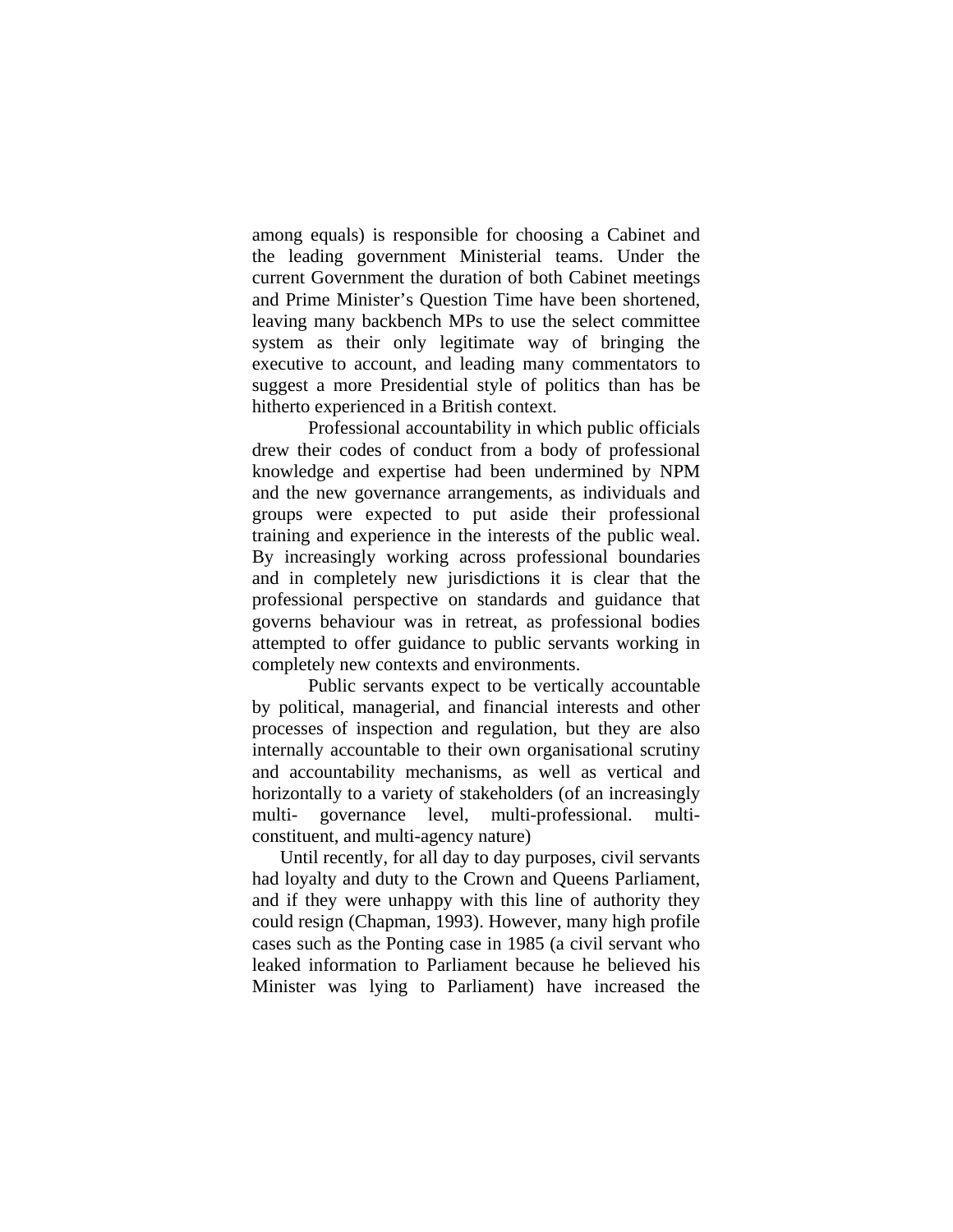among equals) is responsible for choosing a Cabinet and the leading government Ministerial teams. Under the current Government the duration of both Cabinet meetings and Prime Minister's Question Time have been shortened, leaving many backbench MPs to use the select committee system as their only legitimate way of bringing the executive to account, and leading many commentators to suggest a more Presidential style of politics than has be hitherto experienced in a British context.

Professional accountability in which public officials drew their codes of conduct from a body of professional knowledge and expertise had been undermined by NPM and the new governance arrangements, as individuals and groups were expected to put aside their professional training and experience in the interests of the public weal. By increasingly working across professional boundaries and in completely new jurisdictions it is clear that the professional perspective on standards and guidance that governs behaviour was in retreat, as professional bodies attempted to offer guidance to public servants working in completely new contexts and environments.

Public servants expect to be vertically accountable by political, managerial, and financial interests and other processes of inspection and regulation, but they are also internally accountable to their own organisational scrutiny and accountability mechanisms, as well as vertical and horizontally to a variety of stakeholders (of an increasingly multi- governance level, multi-professional. multi-constituent, and multi-agency nature)

Until recently, for all day to day purposes, civil servants had loyalty and duty to the Crown and Queens Parliament, and if they were unhappy with this line of authority they could resign (Chapman, 1993). However, many high profile cases such as the Ponting case in 1985 (a civil servant who leaked information to Parliament because he believed his Minister was lying to Parliament) have increased the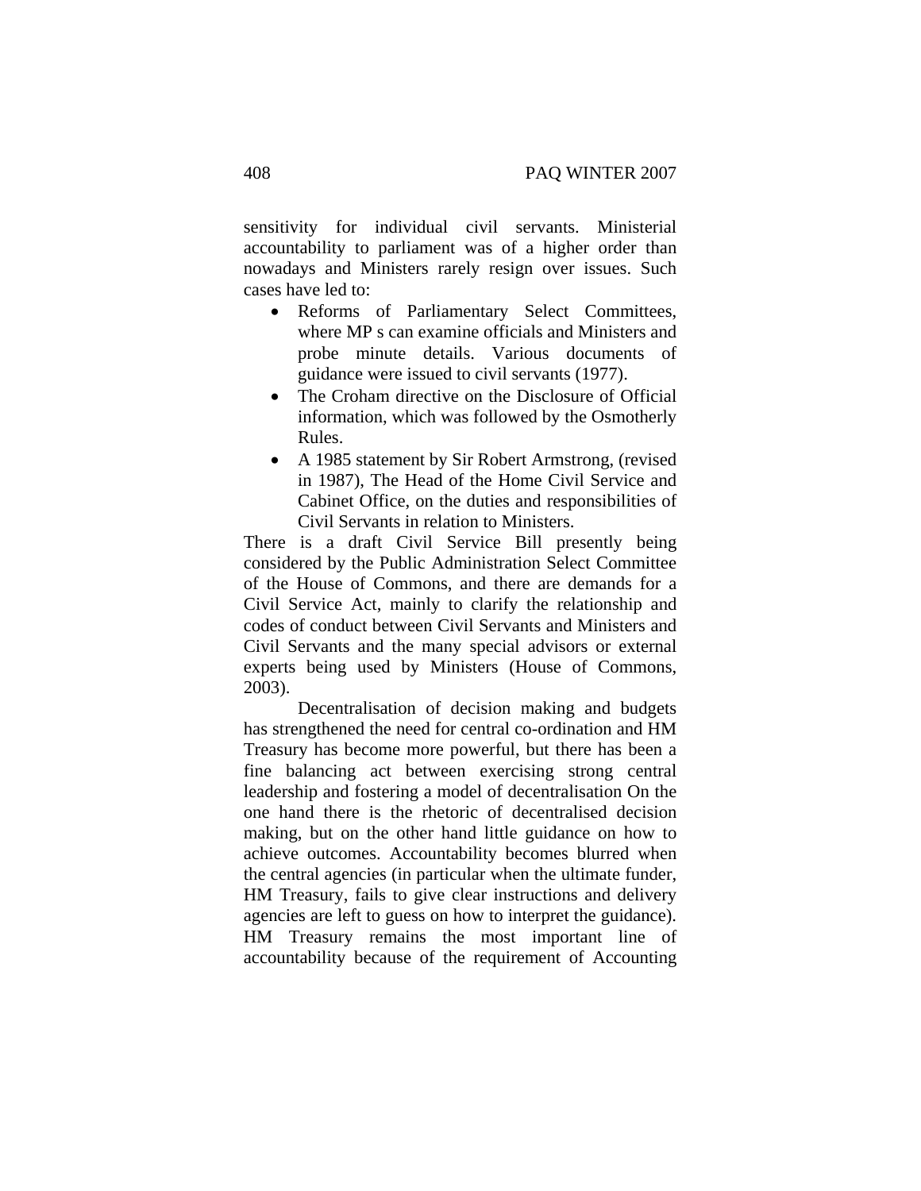sensitivity for individual civil servants. Ministerial accountability to parliament was of a higher order than nowadays and Ministers rarely resign over issues. Such cases have led to:

- Reforms of Parliamentary Select Committees, where MP s can examine officials and Ministers and probe minute details. Various documents of guidance were issued to civil servants (1977).
- The Croham directive on the Disclosure of Official information, which was followed by the Osmotherly Rules.
- A 1985 statement by Sir Robert Armstrong, (revised in 1987), The Head of the Home Civil Service and Cabinet Office, on the duties and responsibilities of Civil Servants in relation to Ministers.

There is a draft Civil Service Bill presently being considered by the Public Administration Select Committee of the House of Commons, and there are demands for a Civil Service Act, mainly to clarify the relationship and codes of conduct between Civil Servants and Ministers and Civil Servants and the many special advisors or external experts being used by Ministers (House of Commons, 2003).

Decentralisation of decision making and budgets has strengthened the need for central co-ordination and HM Treasury has become more powerful, but there has been a fine balancing act between exercising strong central leadership and fostering a model of decentralisation On the one hand there is the rhetoric of decentralised decision making, but on the other hand little guidance on how to achieve outcomes. Accountability becomes blurred when the central agencies (in particular when the ultimate funder, HM Treasury, fails to give clear instructions and delivery agencies are left to guess on how to interpret the guidance). HM Treasury remains the most important line of accountability because of the requirement of Accounting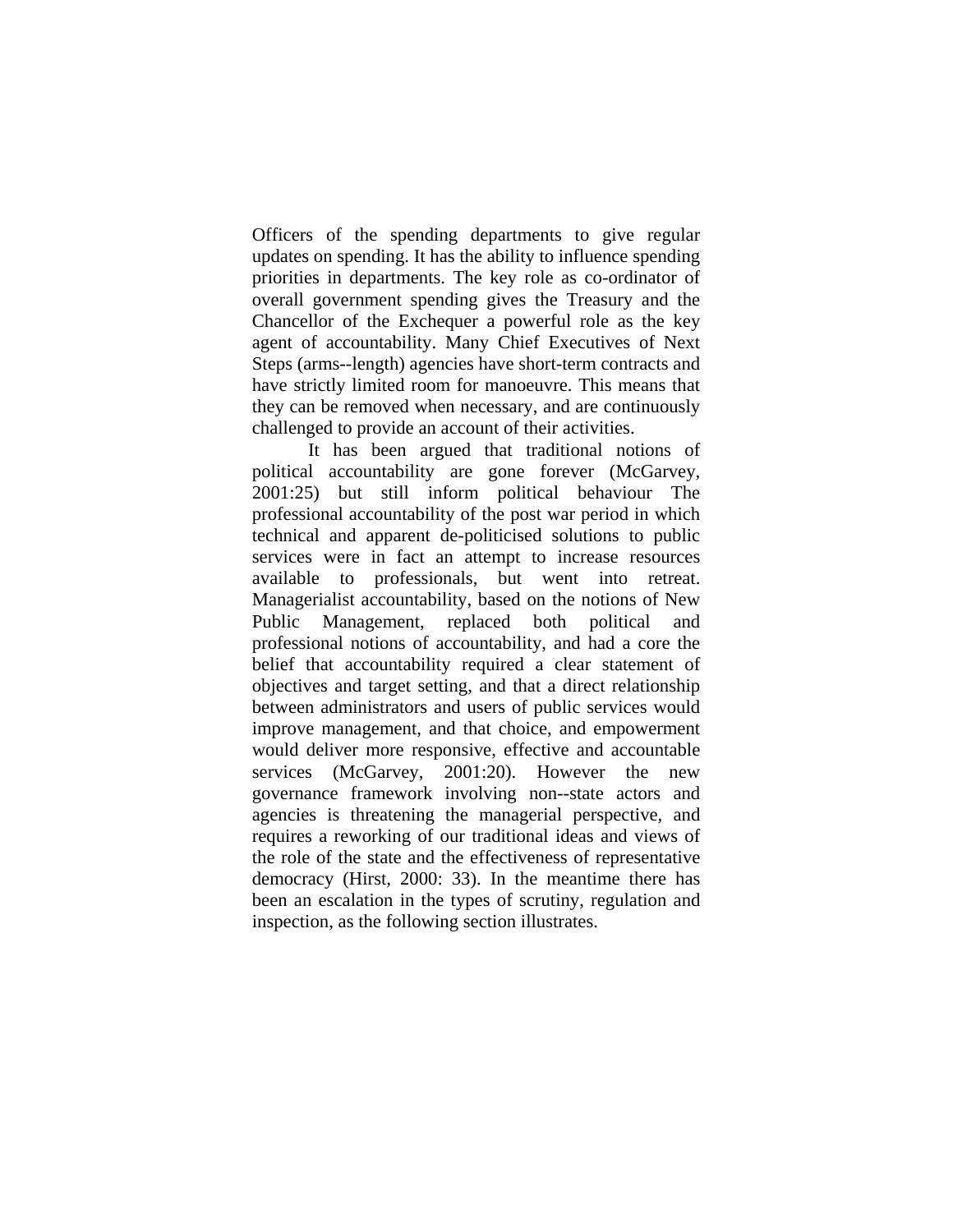Officers of the spending departments to give regular updates on spending. It has the ability to influence spending priorities in departments. The key role as co-ordinator of overall government spending gives the Treasury and the Chancellor of the Exchequer a powerful role as the key agent of accountability. Many Chief Executives of Next Steps (arms--length) agencies have short-term contracts and have strictly limited room for manoeuvre. This means that they can be removed when necessary, and are continuously challenged to provide an account of their activities.

It has been argued that traditional notions of political accountability are gone forever (McGarvey, 2001:25) but still inform political behaviour The professional accountability of the post war period in which technical and apparent de-politicised solutions to public services were in fact an attempt to increase resources available to professionals, but went into retreat. Managerialist accountability, based on the notions of New Public Management, replaced both political and professional notions of accountability, and had a core the belief that accountability required a clear statement of objectives and target setting, and that a direct relationship between administrators and users of public services would improve management, and that choice, and empowerment would deliver more responsive, effective and accountable services (McGarvey, 2001:20). However the new governance framework involving non--state actors and agencies is threatening the managerial perspective, and requires a reworking of our traditional ideas and views of the role of the state and the effectiveness of representative democracy (Hirst, 2000: 33). In the meantime there has been an escalation in the types of scrutiny, regulation and inspection, as the following section illustrates.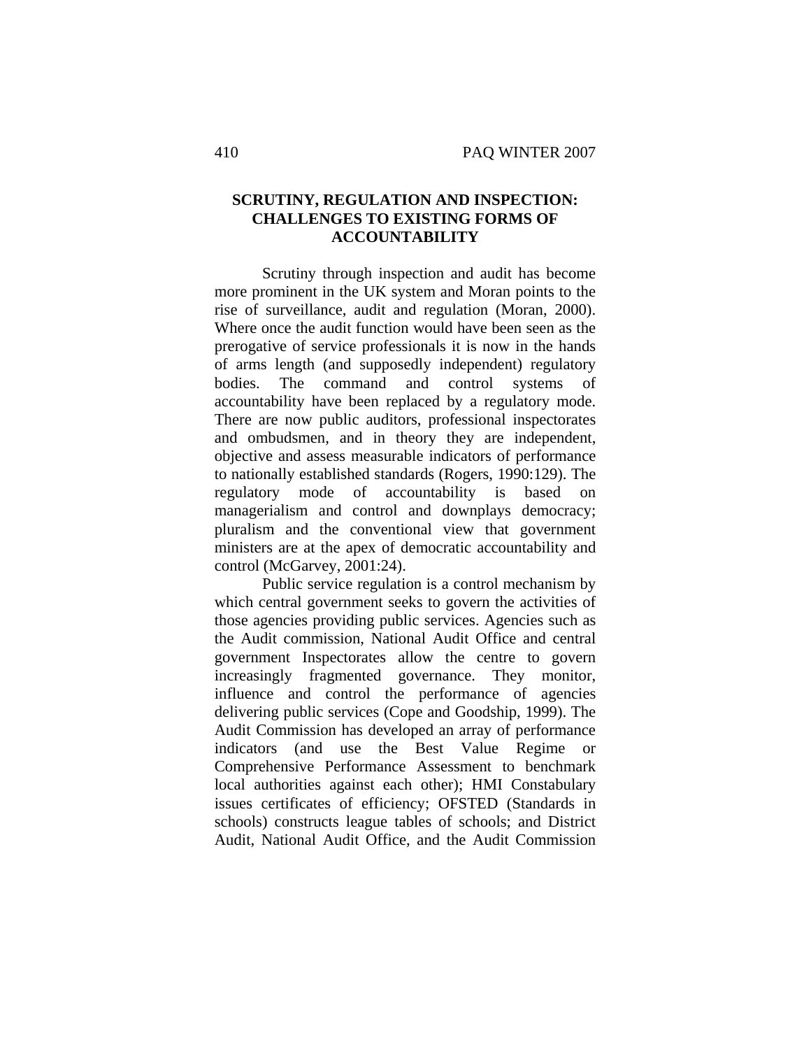## SCRUTINY, REGULATION AND INSPECTION: CHALLENGES TO EXISTING FORMS OF ACCOUNTABILITY

Scrutiny through inspection and audit has become more prominent in the UK system and Moran points to the rise of surveillance, audit and regulation (Moran, 2000). Where once the audit function would have been seen as the prerogative of service professionals it is now in the hands of arms length (and supposedly independent) regulatory bodies. The command and control systems of accountability have been replaced by a regulatory mode. There are now public auditors, professional inspectorates and ombudsmen, and in theory they are independent, objective and assess measurable indicators of performance to nationally established standards (Rogers, 1990:129). The regulatory mode of accountability is based on managerialism and control and downplays democracy; pluralism and the conventional view that government ministers are at the apex of democratic accountability and control (McGarvey, 2001:24).

Public service regulation is a control mechanism by which central government seeks to govern the activities of those agencies providing public services. Agencies such as the Audit commission, National Audit Office and central government Inspectorates allow the centre to govern increasingly fragmented governance. They monitor, influence and control the performance of agencies delivering public services (Cope and Goodship, 1999). The Audit Commission has developed an array of performance indicators (and use the Best Value Regime or Comprehensive Performance Assessment to benchmark local authorities against each other); HMI Constabulary issues certificates of efficiency; OFSTED (Standards in schools) constructs league tables of schools; and District Audit, National Audit Office, and the Audit Commission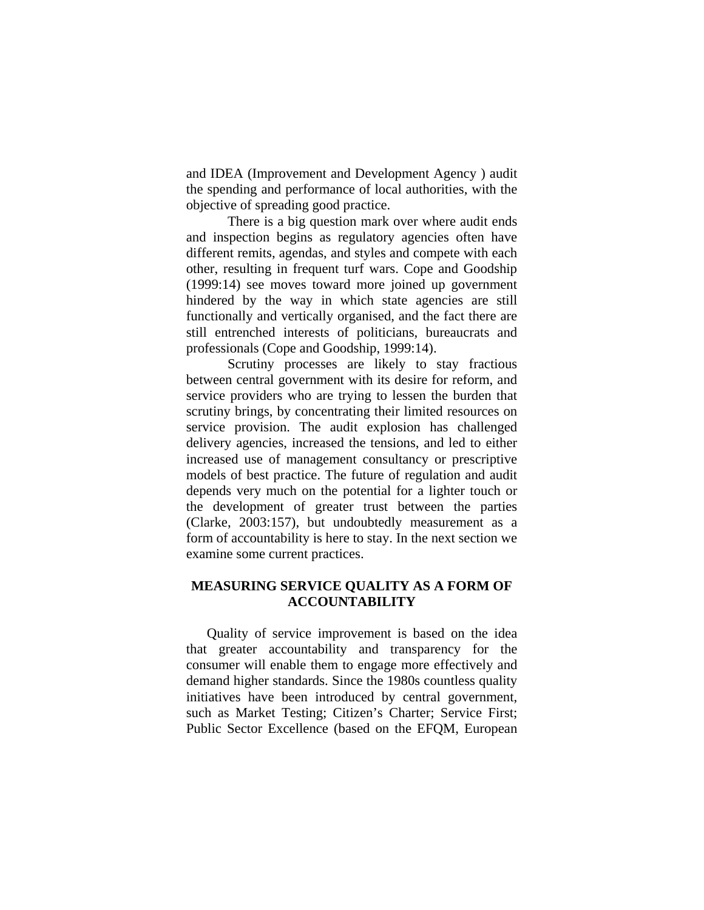and IDEA (Improvement and Development Agency ) audit the spending and performance of local authorities, with the objective of spreading good practice.

There is a big question mark over where audit ends and inspection begins as regulatory agencies often have different remits, agendas, and styles and compete with each other, resulting in frequent turf wars. Cope and Goodship (1999:14) see moves toward more joined up government hindered by the way in which state agencies are still functionally and vertically organised, and the fact there are still entrenched interests of politicians, bureaucrats and professionals (Cope and Goodship, 1999:14).

Scrutiny processes are likely to stay fractious between central government with its desire for reform, and service providers who are trying to lessen the burden that scrutiny brings, by concentrating their limited resources on service provision. The audit explosion has challenged delivery agencies, increased the tensions, and led to either increased use of management consultancy or prescriptive models of best practice. The future of regulation and audit depends very much on the potential for a lighter touch or the development of greater trust between the parties (Clarke, 2003:157), but undoubtedly measurement as a form of accountability is here to stay. In the next section we examine some current practices.

## MEASURING SERVICE QUALITY AS A FORM OF ACCOUNTABILITY

Quality of service improvement is based on the idea that greater accountability and transparency for the consumer will enable them to engage more effectively and demand higher standards. Since the 1980s countless quality initiatives have been introduced by central government, such as Market Testing; Citizen's Charter; Service First; Public Sector Excellence (based on the EFQM, European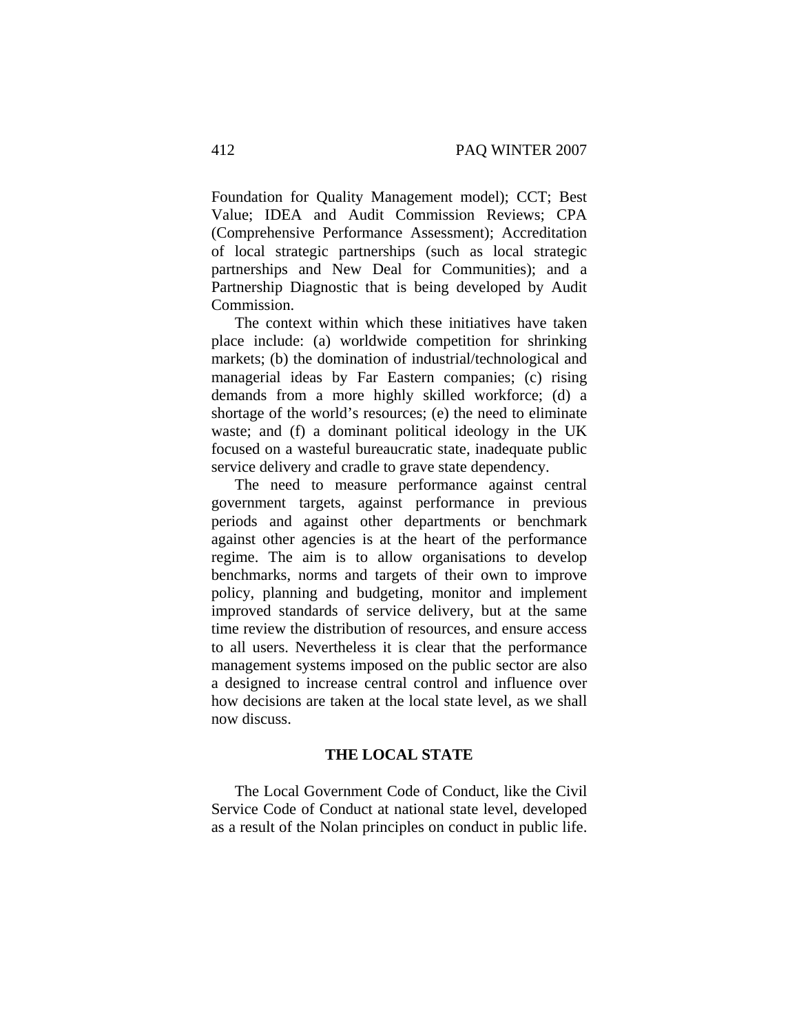Foundation for Quality Management model); CCT; Best Value; IDEA and Audit Commission Reviews; CPA (Comprehensive Performance Assessment); Accreditation of local strategic partnerships (such as local strategic partnerships and New Deal for Communities); and a Partnership Diagnostic that is being developed by Audit Commission.

The context within which these initiatives have taken place include: (a) worldwide competition for shrinking markets; (b) the domination of industrial/technological and managerial ideas by Far Eastern companies; (c) rising demands from a more highly skilled workforce; (d) a shortage of the world's resources; (e) the need to eliminate waste; and (f) a dominant political ideology in the UK focused on a wasteful bureaucratic state, inadequate public service delivery and cradle to grave state dependency.

The need to measure performance against central government targets, against performance in previous periods and against other departments or benchmark against other agencies is at the heart of the performance regime. The aim is to allow organisations to develop benchmarks, norms and targets of their own to improve policy, planning and budgeting, monitor and implement improved standards of service delivery, but at the same time review the distribution of resources, and ensure access to all users. Nevertheless it is clear that the performance management systems imposed on the public sector are also a designed to increase central control and influence over how decisions are taken at the local state level, as we shall now discuss.

## THE LOCAL STATE

The Local Government Code of Conduct, like the Civil Service Code of Conduct at national state level, developed as a result of the Nolan principles on conduct in public life.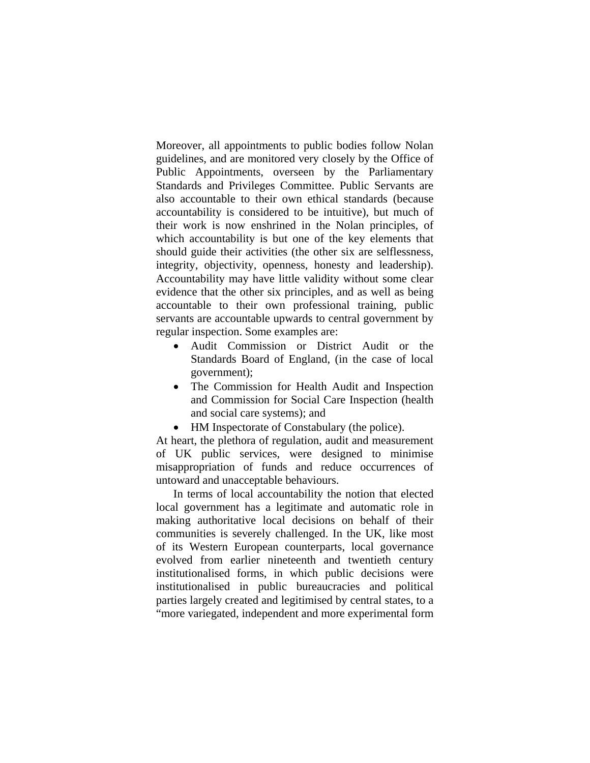Moreover, all appointments to public bodies follow Nolan guidelines, and are monitored very closely by the Office of Public Appointments, overseen by the Parliamentary Standards and Privileges Committee. Public Servants are also accountable to their own ethical standards (because accountability is considered to be intuitive), but much of their work is now enshrined in the Nolan principles, of which accountability is but one of the key elements that should guide their activities (the other six are selflessness, integrity, objectivity, openness, honesty and leadership). Accountability may have little validity without some clear evidence that the other six principles, and as well as being accountable to their own professional training, public servants are accountable upwards to central government by regular inspection. Some examples are:

- Audit Commission or District Audit or the Standards Board of England, (in the case of local government);
- The Commission for Health Audit and Inspection and Commission for Social Care Inspection (health and social care systems); and
- HM Inspectorate of Constabulary (the police).

At heart, the plethora of regulation, audit and measurement of UK public services, were designed to minimise misappropriation of funds and reduce occurrences of untoward and unacceptable behaviours.

In terms of local accountability the notion that elected local government has a legitimate and automatic role in making authoritative local decisions on behalf of their communities is severely challenged. In the UK, like most of its Western European counterparts, local governance evolved from earlier nineteenth and twentieth century institutionalised forms, in which public decisions were institutionalised in public bureaucracies and political parties largely created and legitimised by central states, to a "more variegated, independent and more experimental form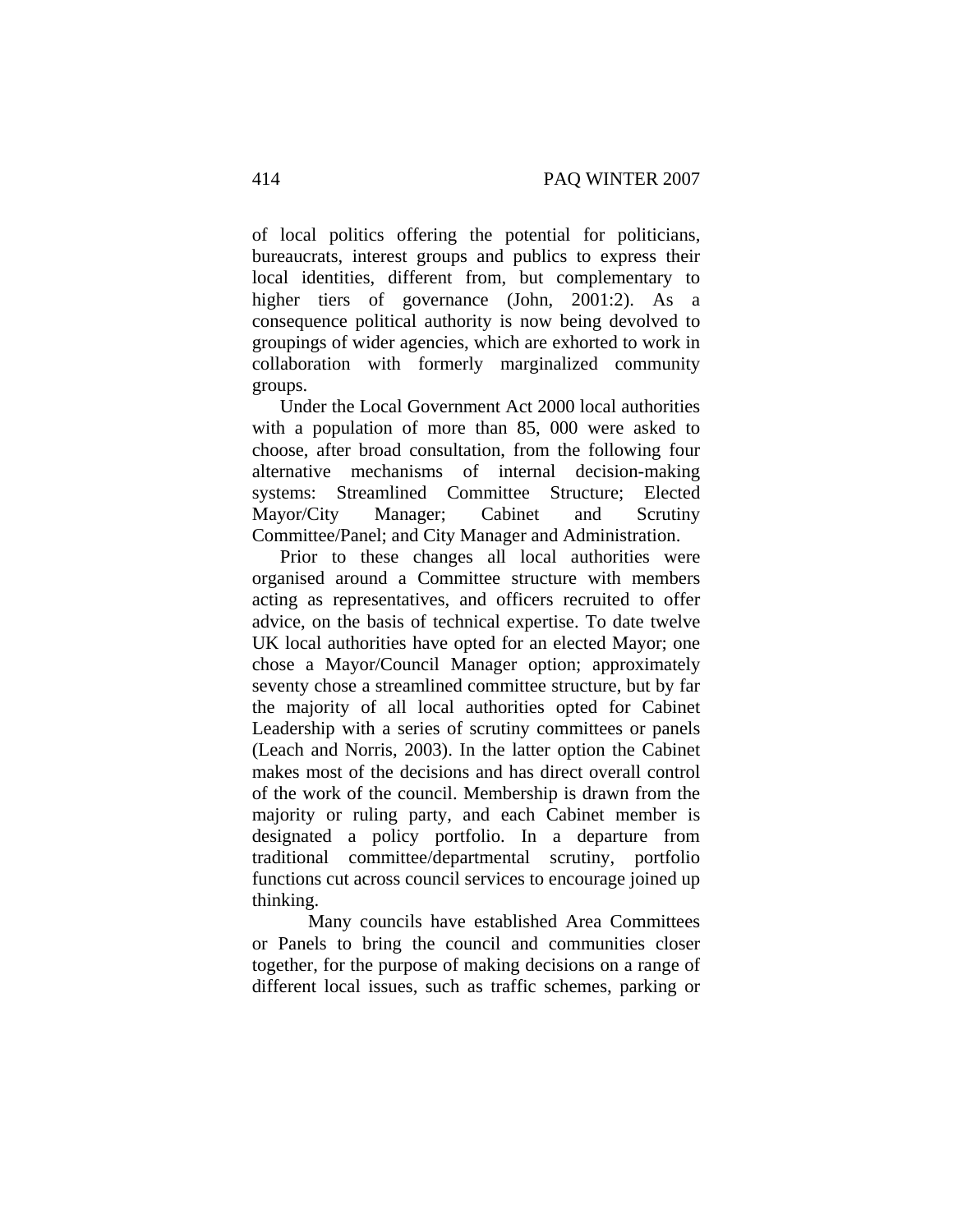of local politics offering the potential for politicians, bureaucrats, interest groups and publics to express their local identities, different from, but complementary to higher tiers of governance (John, 2001:2). As a consequence political authority is now being devolved to groupings of wider agencies, which are exhorted to work in collaboration with formerly marginalized community groups.

Under the Local Government Act 2000 local authorities with a population of more than 85, 000 were asked to choose, after broad consultation, from the following four alternative mechanisms of internal decision-making systems: Streamlined Committee Structure; Elected Mayor/City Manager; Cabinet and Scrutiny Committee/Panel; and City Manager and Administration.

Prior to these changes all local authorities were organised around a Committee structure with members acting as representatives, and officers recruited to offer advice, on the basis of technical expertise. To date twelve UK local authorities have opted for an elected Mayor; one chose a Mayor/Council Manager option; approximately seventy chose a streamlined committee structure, but by far the majority of all local authorities opted for Cabinet Leadership with a series of scrutiny committees or panels (Leach and Norris, 2003). In the latter option the Cabinet makes most of the decisions and has direct overall control of the work of the council. Membership is drawn from the majority or ruling party, and each Cabinet member is designated a policy portfolio. In a departure from traditional committee/departmental scrutiny, portfolio functions cut across council services to encourage joined up thinking.

Many councils have established Area Committees or Panels to bring the council and communities closer together, for the purpose of making decisions on a range of different local issues, such as traffic schemes, parking or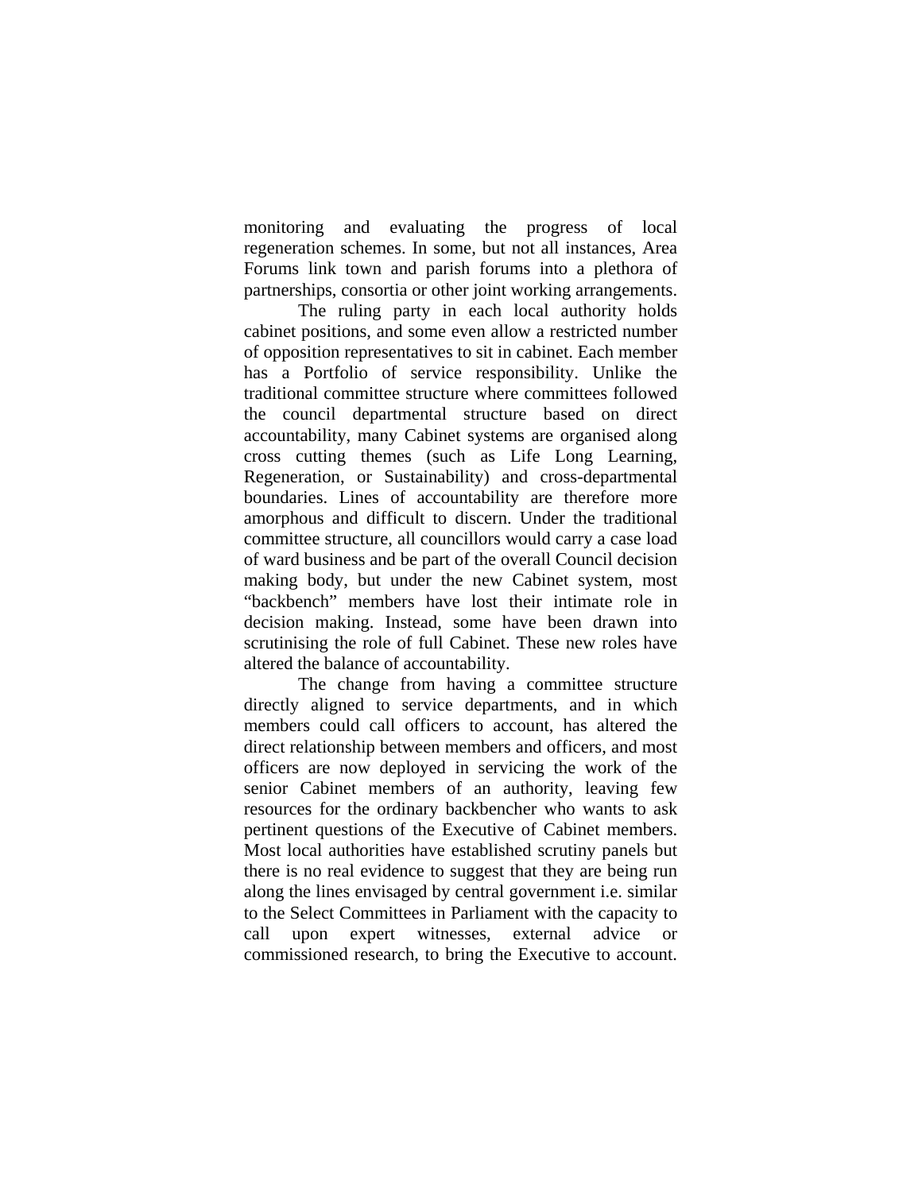monitoring and evaluating the progress of local regeneration schemes. In some, but not all instances, Area Forums link town and parish forums into a plethora of partnerships, consortia or other joint working arrangements.

The ruling party in each local authority holds cabinet positions, and some even allow a restricted number of opposition representatives to sit in cabinet. Each member has a Portfolio of service responsibility. Unlike the traditional committee structure where committees followed the council departmental structure based on direct accountability, many Cabinet systems are organised along cross cutting themes (such as Life Long Learning, Regeneration, or Sustainability) and cross-departmental boundaries. Lines of accountability are therefore more amorphous and difficult to discern. Under the traditional committee structure, all councillors would carry a case load of ward business and be part of the overall Council decision making body, but under the new Cabinet system, most "backbench" members have lost their intimate role in decision making. Instead, some have been drawn into scrutinising the role of full Cabinet. These new roles have altered the balance of accountability.

The change from having a committee structure directly aligned to service departments, and in which members could call officers to account, has altered the direct relationship between members and officers, and most officers are now deployed in servicing the work of the senior Cabinet members of an authority, leaving few resources for the ordinary backbencher who wants to ask pertinent questions of the Executive of Cabinet members. Most local authorities have established scrutiny panels but there is no real evidence to suggest that they are being run along the lines envisaged by central government i.e. similar to the Select Committees in Parliament with the capacity to call upon expert witnesses, external advice or commissioned research, to bring the Executive to account.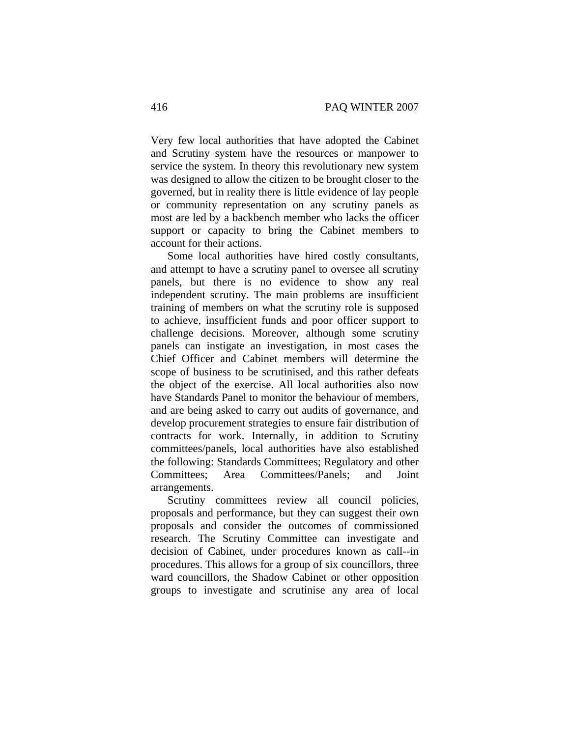Very few local authorities that have adopted the Cabinet and Scrutiny system have the resources or manpower to service the system. In theory this revolutionary new system was designed to allow the citizen to be brought closer to the governed, but in reality there is little evidence of lay people or community representation on any scrutiny panels as most are led by a backbench member who lacks the officer support or capacity to bring the Cabinet members to account for their actions.

Some local authorities have hired costly consultants, and attempt to have a scrutiny panel to oversee all scrutiny panels, but there is no evidence to show any real independent scrutiny. The main problems are insufficient training of members on what the scrutiny role is supposed to achieve, insufficient funds and poor officer support to challenge decisions. Moreover, although some scrutiny panels can instigate an investigation, in most cases the Chief Officer and Cabinet members will determine the scope of business to be scrutinised, and this rather defeats the object of the exercise. All local authorities also now have Standards Panel to monitor the behaviour of members, and are being asked to carry out audits of governance, and develop procurement strategies to ensure fair distribution of contracts for work. Internally, in addition to Scrutiny committees/panels, local authorities have also established the following: Standards Committees; Regulatory and other Committees; Area Committees/Panels; and Joint arrangements.

Scrutiny committees review all council policies, proposals and performance, but they can suggest their own proposals and consider the outcomes of commissioned research. The Scrutiny Committee can investigate and decision of Cabinet, under procedures known as call--in procedures. This allows for a group of six councillors, three ward councillors, the Shadow Cabinet or other opposition groups to investigate and scrutinise any area of local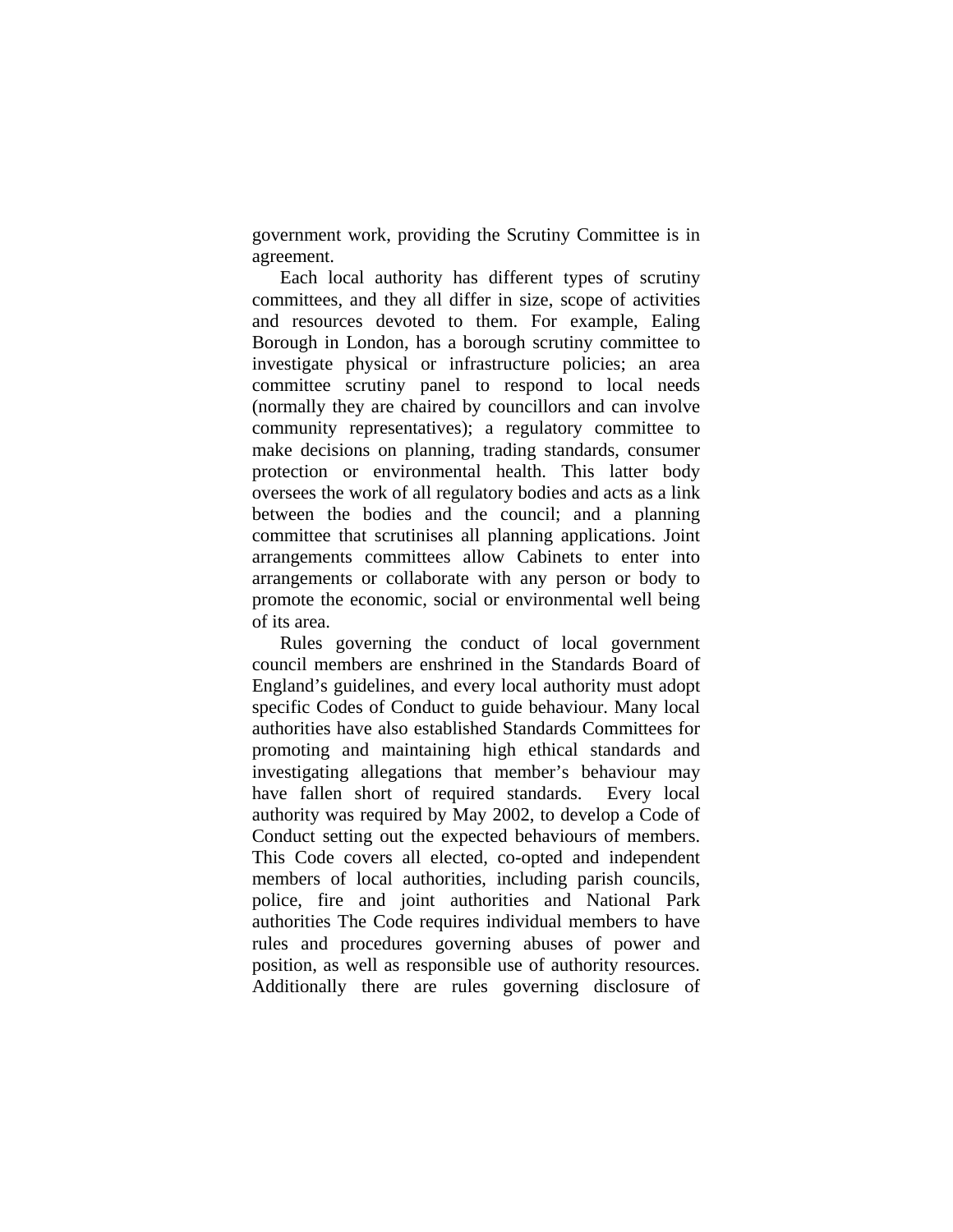government work, providing the Scrutiny Committee is in agreement.

Each local authority has different types of scrutiny committees, and they all differ in size, scope of activities and resources devoted to them. For example, Ealing Borough in London, has a borough scrutiny committee to investigate physical or infrastructure policies; an area committee scrutiny panel to respond to local needs (normally they are chaired by councillors and can involve community representatives); a regulatory committee to make decisions on planning, trading standards, consumer protection or environmental health. This latter body oversees the work of all regulatory bodies and acts as a link between the bodies and the council; and a planning committee that scrutinises all planning applications. Joint arrangements committees allow Cabinets to enter into arrangements or collaborate with any person or body to promote the economic, social or environmental well being of its area.

Rules governing the conduct of local government council members are enshrined in the Standards Board of England's guidelines, and every local authority must adopt specific Codes of Conduct to guide behaviour. Many local authorities have also established Standards Committees for promoting and maintaining high ethical standards and investigating allegations that member's behaviour may have fallen short of required standards. Every local authority was required by May 2002, to develop a Code of Conduct setting out the expected behaviours of members. This Code covers all elected, co-opted and independent members of local authorities, including parish councils, police, fire and joint authorities and National Park authorities The Code requires individual members to have rules and procedures governing abuses of power and position, as well as responsible use of authority resources. Additionally there are rules governing disclosure of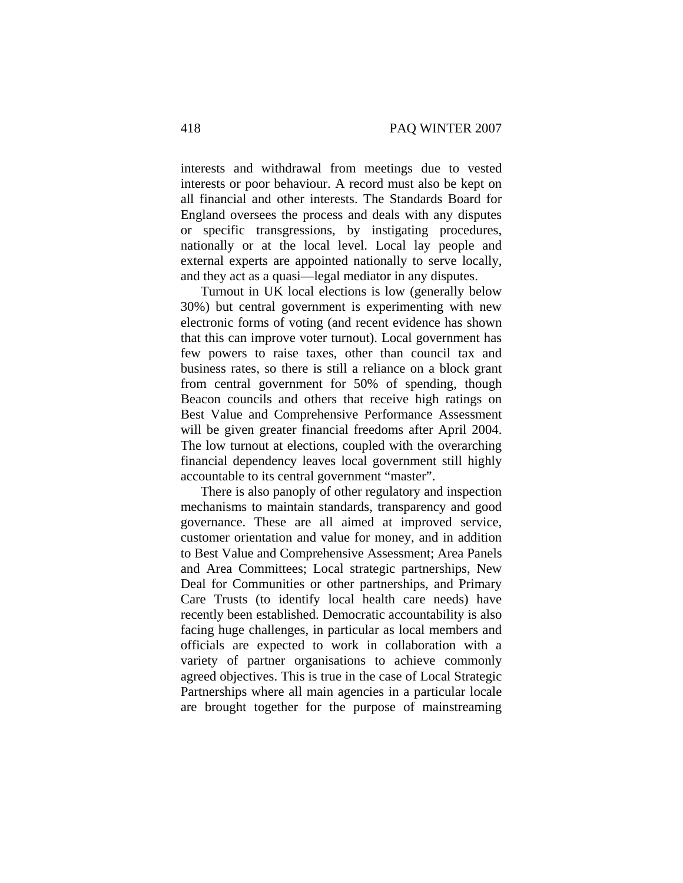interests and withdrawal from meetings due to vested interests or poor behaviour. A record must also be kept on all financial and other interests. The Standards Board for England oversees the process and deals with any disputes or specific transgressions, by instigating procedures, nationally or at the local level. Local lay people and external experts are appointed nationally to serve locally, and they act as a quasi—legal mediator in any disputes.

Turnout in UK local elections is low (generally below 30%) but central government is experimenting with new electronic forms of voting (and recent evidence has shown that this can improve voter turnout). Local government has few powers to raise taxes, other than council tax and business rates, so there is still a reliance on a block grant from central government for 50% of spending, though Beacon councils and others that receive high ratings on Best Value and Comprehensive Performance Assessment will be given greater financial freedoms after April 2004. The low turnout at elections, coupled with the overarching financial dependency leaves local government still highly accountable to its central government "master".

There is also panoply of other regulatory and inspection mechanisms to maintain standards, transparency and good governance. These are all aimed at improved service, customer orientation and value for money, and in addition to Best Value and Comprehensive Assessment; Area Panels and Area Committees; Local strategic partnerships, New Deal for Communities or other partnerships, and Primary Care Trusts (to identify local health care needs) have recently been established. Democratic accountability is also facing huge challenges, in particular as local members and officials are expected to work in collaboration with a variety of partner organisations to achieve commonly agreed objectives. This is true in the case of Local Strategic Partnerships where all main agencies in a particular locale are brought together for the purpose of mainstreaming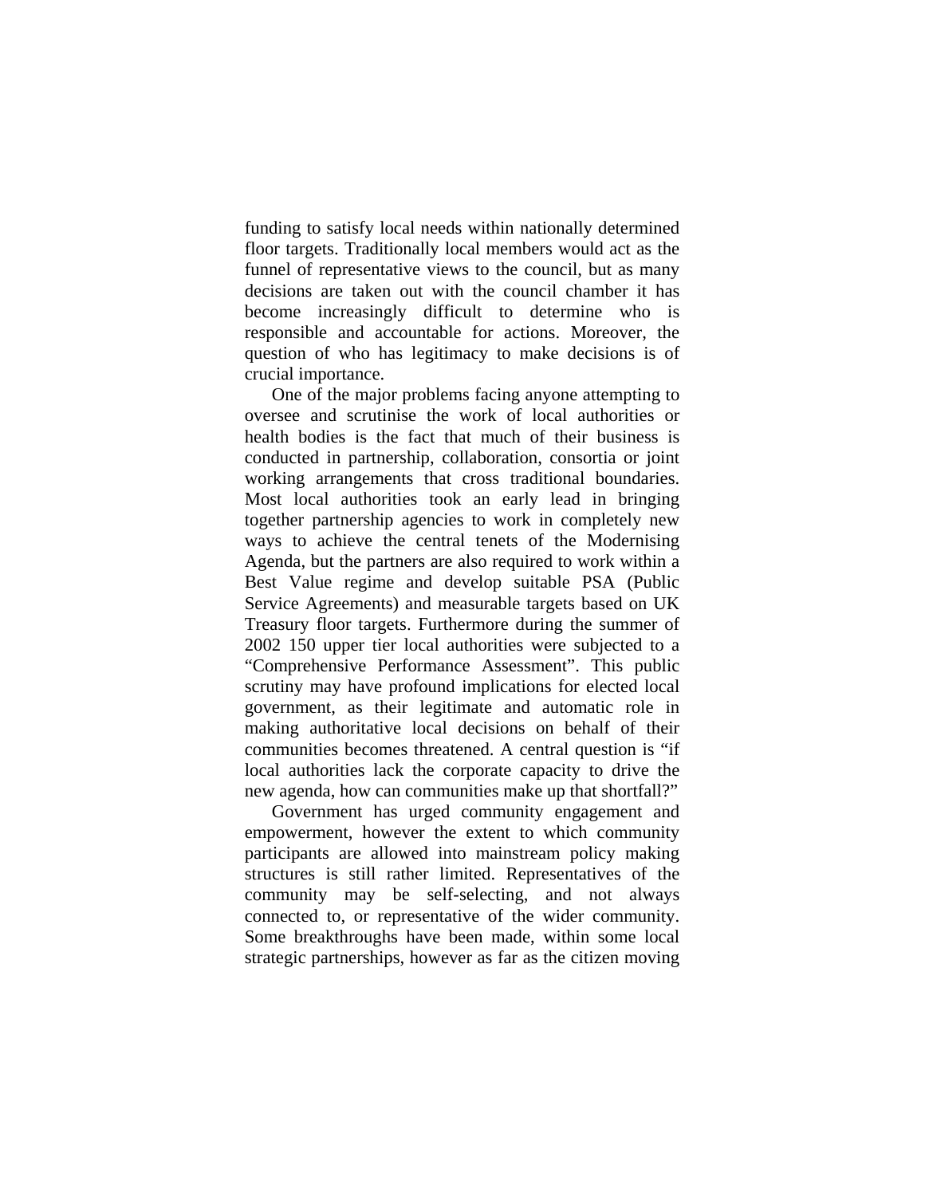funding to satisfy local needs within nationally determined floor targets. Traditionally local members would act as the funnel of representative views to the council, but as many decisions are taken out with the council chamber it has become increasingly difficult to determine who is responsible and accountable for actions. Moreover, the question of who has legitimacy to make decisions is of crucial importance.

One of the major problems facing anyone attempting to oversee and scrutinise the work of local authorities or health bodies is the fact that much of their business is conducted in partnership, collaboration, consortia or joint working arrangements that cross traditional boundaries. Most local authorities took an early lead in bringing together partnership agencies to work in completely new ways to achieve the central tenets of the Modernising Agenda, but the partners are also required to work within a Best Value regime and develop suitable PSA (Public Service Agreements) and measurable targets based on UK Treasury floor targets. Furthermore during the summer of 2002 150 upper tier local authorities were subjected to a "Comprehensive Performance Assessment". This public scrutiny may have profound implications for elected local government, as their legitimate and automatic role in making authoritative local decisions on behalf of their communities becomes threatened. A central question is "if local authorities lack the corporate capacity to drive the new agenda, how can communities make up that shortfall?"

Government has urged community engagement and empowerment, however the extent to which community participants are allowed into mainstream policy making structures is still rather limited. Representatives of the community may be self-selecting, and not always connected to, or representative of the wider community. Some breakthroughs have been made, within some local strategic partnerships, however as far as the citizen moving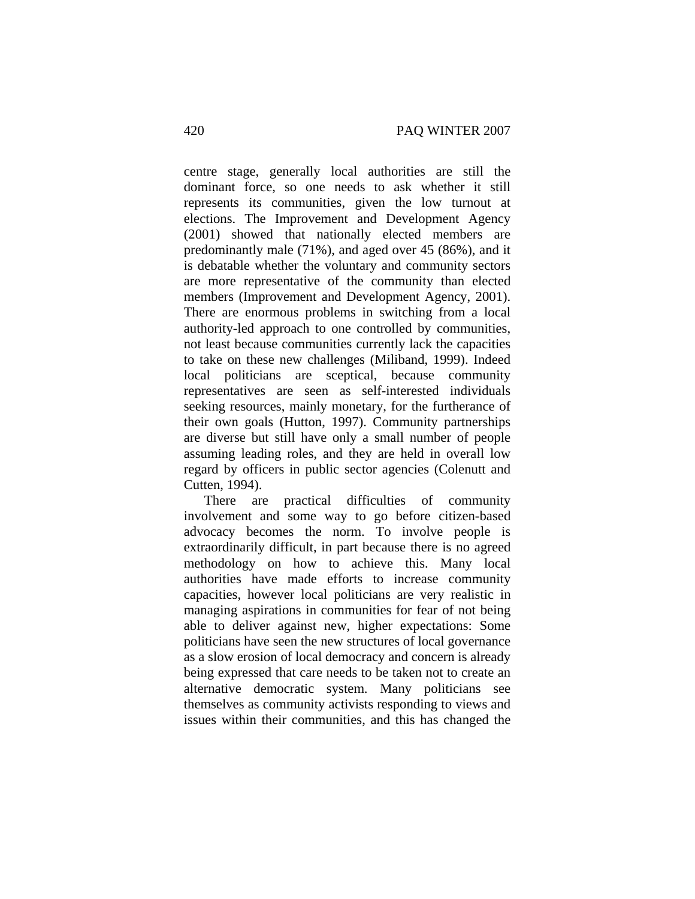centre stage, generally local authorities are still the dominant force, so one needs to ask whether it still represents its communities, given the low turnout at elections. The Improvement and Development Agency (2001) showed that nationally elected members are predominantly male (71%), and aged over 45 (86%), and it is debatable whether the voluntary and community sectors are more representative of the community than elected members (Improvement and Development Agency, 2001). There are enormous problems in switching from a local authority-led approach to one controlled by communities, not least because communities currently lack the capacities to take on these new challenges (Miliband, 1999). Indeed local politicians are sceptical, because community representatives are seen as self-interested individuals seeking resources, mainly monetary, for the furtherance of their own goals (Hutton, 1997). Community partnerships are diverse but still have only a small number of people assuming leading roles, and they are held in overall low regard by officers in public sector agencies (Colenutt and Cutten, 1994).

There are practical difficulties of community involvement and some way to go before citizen-based advocacy becomes the norm. To involve people is extraordinarily difficult, in part because there is no agreed methodology on how to achieve this. Many local authorities have made efforts to increase community capacities, however local politicians are very realistic in managing aspirations in communities for fear of not being able to deliver against new, higher expectations: Some politicians have seen the new structures of local governance as a slow erosion of local democracy and concern is already being expressed that care needs to be taken not to create an alternative democratic system. Many politicians see themselves as community activists responding to views and issues within their communities, and this has changed the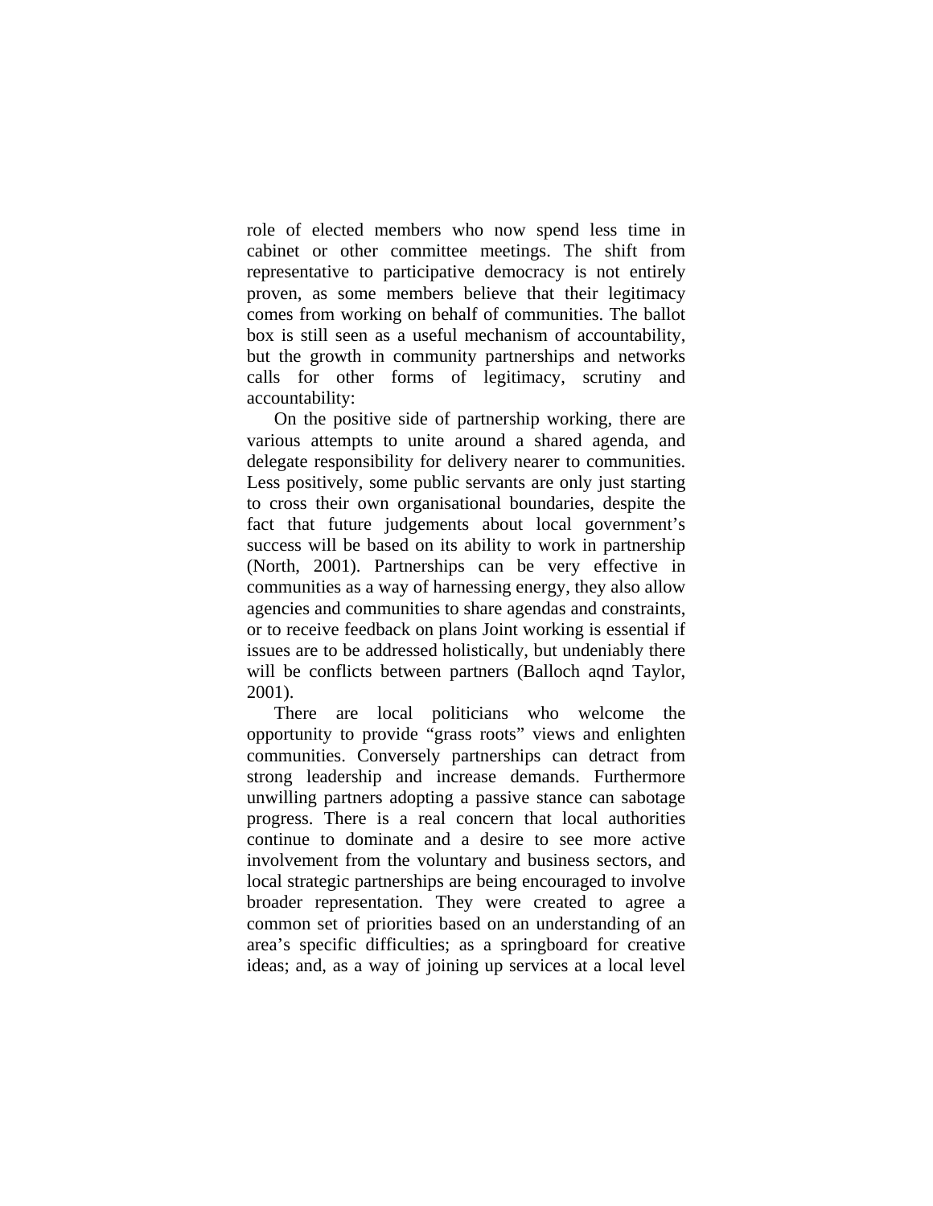role of elected members who now spend less time in cabinet or other committee meetings. The shift from representative to participative democracy is not entirely proven, as some members believe that their legitimacy comes from working on behalf of communities. The ballot box is still seen as a useful mechanism of accountability, but the growth in community partnerships and networks calls for other forms of legitimacy, scrutiny and accountability:

On the positive side of partnership working, there are various attempts to unite around a shared agenda, and delegate responsibility for delivery nearer to communities. Less positively, some public servants are only just starting to cross their own organisational boundaries, despite the fact that future judgements about local government's success will be based on its ability to work in partnership (North, 2001). Partnerships can be very effective in communities as a way of harnessing energy, they also allow agencies and communities to share agendas and constraints, or to receive feedback on plans Joint working is essential if issues are to be addressed holistically, but undeniably there will be conflicts between partners (Balloch aqnd Taylor, 2001).

There are local politicians who welcome the opportunity to provide "grass roots" views and enlighten communities. Conversely partnerships can detract from strong leadership and increase demands. Furthermore unwilling partners adopting a passive stance can sabotage progress. There is a real concern that local authorities continue to dominate and a desire to see more active involvement from the voluntary and business sectors, and local strategic partnerships are being encouraged to involve broader representation. They were created to agree a common set of priorities based on an understanding of an area's specific difficulties; as a springboard for creative ideas; and, as a way of joining up services at a local level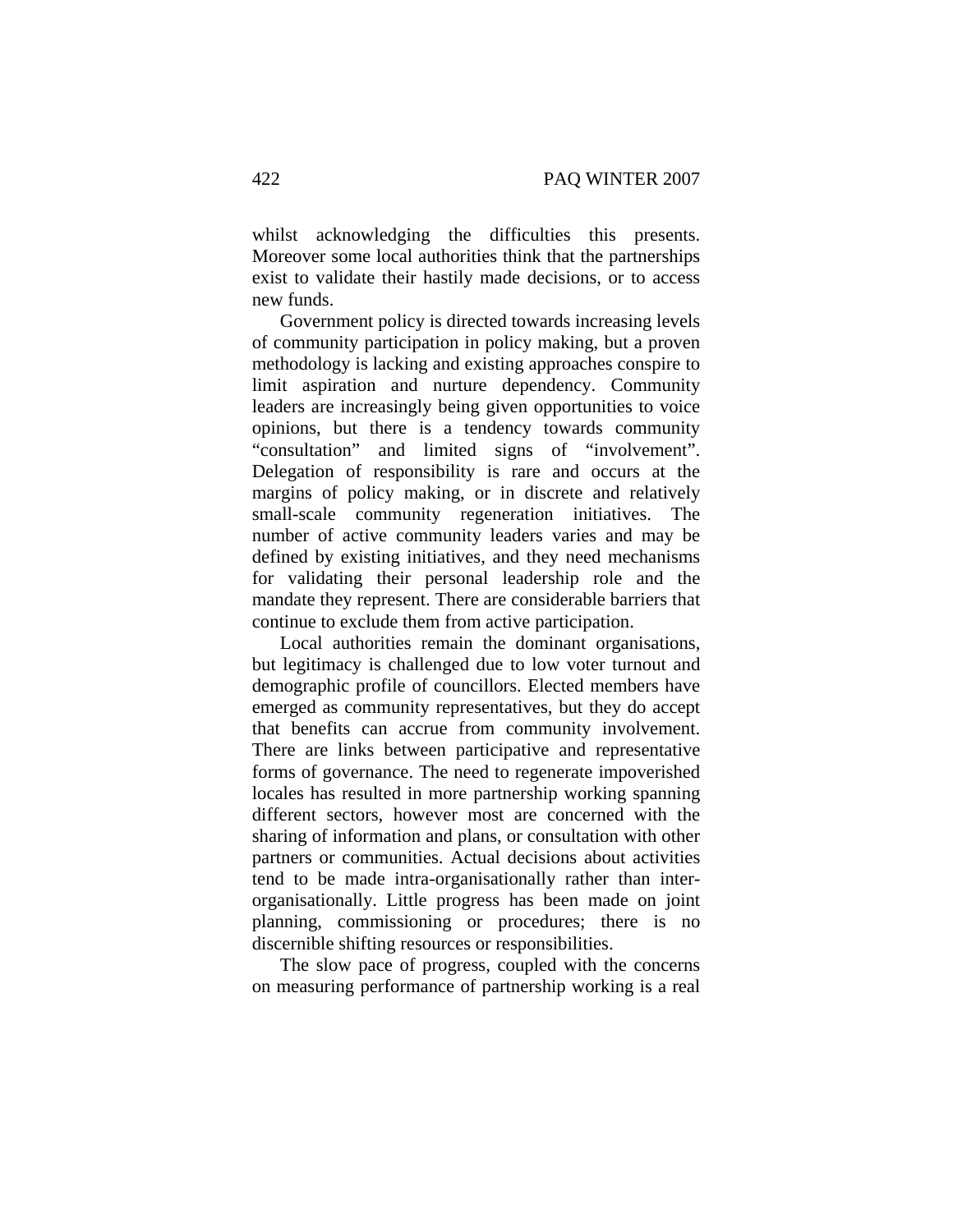whilst acknowledging the difficulties this presents. Moreover some local authorities think that the partnerships exist to validate their hastily made decisions, or to access new funds.

Government policy is directed towards increasing levels of community participation in policy making, but a proven methodology is lacking and existing approaches conspire to limit aspiration and nurture dependency. Community leaders are increasingly being given opportunities to voice opinions, but there is a tendency towards community "consultation" and limited signs of "involvement". Delegation of responsibility is rare and occurs at the margins of policy making, or in discrete and relatively small-scale community regeneration initiatives. The number of active community leaders varies and may be defined by existing initiatives, and they need mechanisms for validating their personal leadership role and the mandate they represent. There are considerable barriers that continue to exclude them from active participation.

Local authorities remain the dominant organisations, but legitimacy is challenged due to low voter turnout and demographic profile of councillors. Elected members have emerged as community representatives, but they do accept that benefits can accrue from community involvement. There are links between participative and representative forms of governance. The need to regenerate impoverished locales has resulted in more partnership working spanning different sectors, however most are concerned with the sharing of information and plans, or consultation with other partners or communities. Actual decisions about activities tend to be made intra-organisationally rather than inter-organisationally. Little progress has been made on joint planning, commissioning or procedures; there is no discernible shifting resources or responsibilities.

The slow pace of progress, coupled with the concerns on measuring performance of partnership working is a real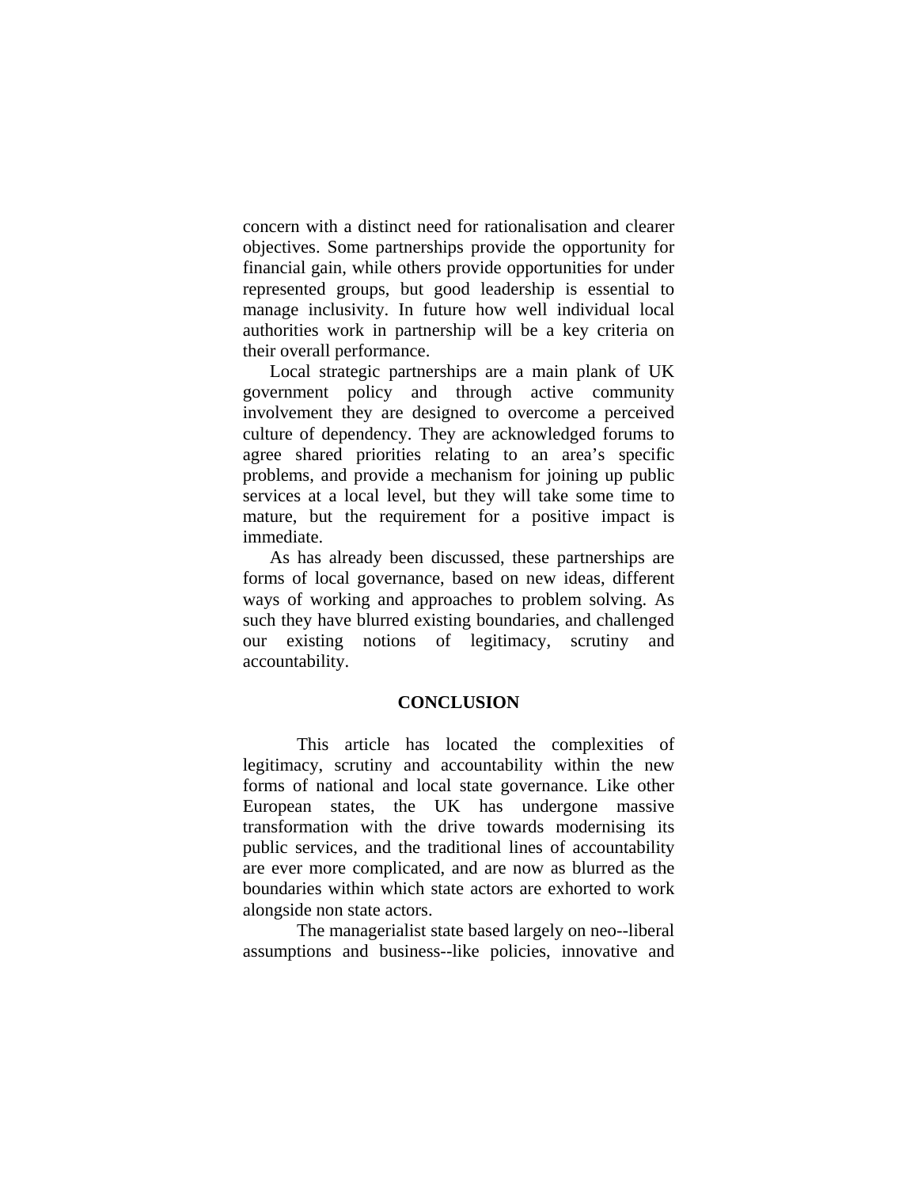concern with a distinct need for rationalisation and clearer objectives. Some partnerships provide the opportunity for financial gain, while others provide opportunities for under represented groups, but good leadership is essential to manage inclusivity. In future how well individual local authorities work in partnership will be a key criteria on their overall performance.

Local strategic partnerships are a main plank of UK government policy and through active community involvement they are designed to overcome a perceived culture of dependency. They are acknowledged forums to agree shared priorities relating to an area's specific problems, and provide a mechanism for joining up public services at a local level, but they will take some time to mature, but the requirement for a positive impact is immediate.

As has already been discussed, these partnerships are forms of local governance, based on new ideas, different ways of working and approaches to problem solving. As such they have blurred existing boundaries, and challenged our existing notions of legitimacy, scrutiny and accountability.

## CONCLUSION

This article has located the complexities of legitimacy, scrutiny and accountability within the new forms of national and local state governance. Like other European states, the UK has undergone massive transformation with the drive towards modernising its public services, and the traditional lines of accountability are ever more complicated, and are now as blurred as the boundaries within which state actors are exhorted to work alongside non state actors.

The managerialist state based largely on neo--liberal assumptions and business--like policies, innovative and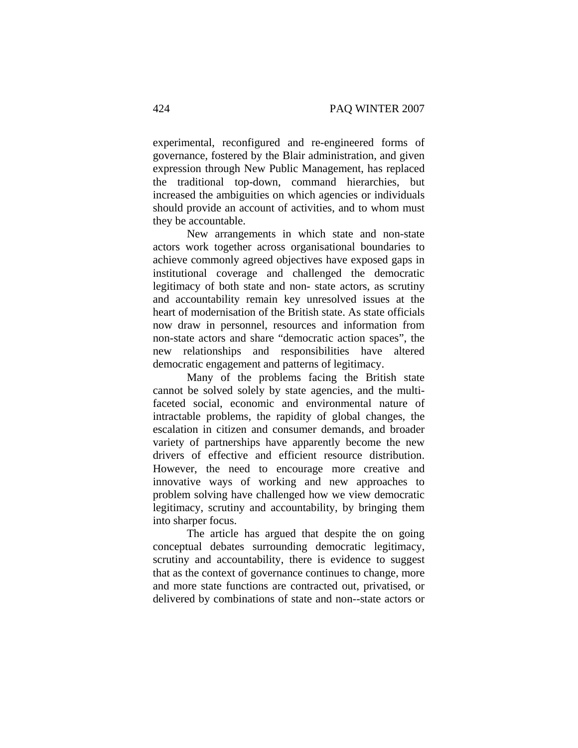experimental, reconfigured and re-engineered forms of governance, fostered by the Blair administration, and given expression through New Public Management, has replaced the traditional top-down, command hierarchies, but increased the ambiguities on which agencies or individuals should provide an account of activities, and to whom must they be accountable.

New arrangements in which state and non-state actors work together across organisational boundaries to achieve commonly agreed objectives have exposed gaps in institutional coverage and challenged the democratic legitimacy of both state and non- state actors, as scrutiny and accountability remain key unresolved issues at the heart of modernisation of the British state. As state officials now draw in personnel, resources and information from non-state actors and share "democratic action spaces", the new relationships and responsibilities have altered democratic engagement and patterns of legitimacy.

Many of the problems facing the British state cannot be solved solely by state agencies, and the multi-faceted social, economic and environmental nature of intractable problems, the rapidity of global changes, the escalation in citizen and consumer demands, and broader variety of partnerships have apparently become the new drivers of effective and efficient resource distribution. However, the need to encourage more creative and innovative ways of working and new approaches to problem solving have challenged how we view democratic legitimacy, scrutiny and accountability, by bringing them into sharper focus.

The article has argued that despite the on going conceptual debates surrounding democratic legitimacy, scrutiny and accountability, there is evidence to suggest that as the context of governance continues to change, more and more state functions are contracted out, privatised, or delivered by combinations of state and non--state actors or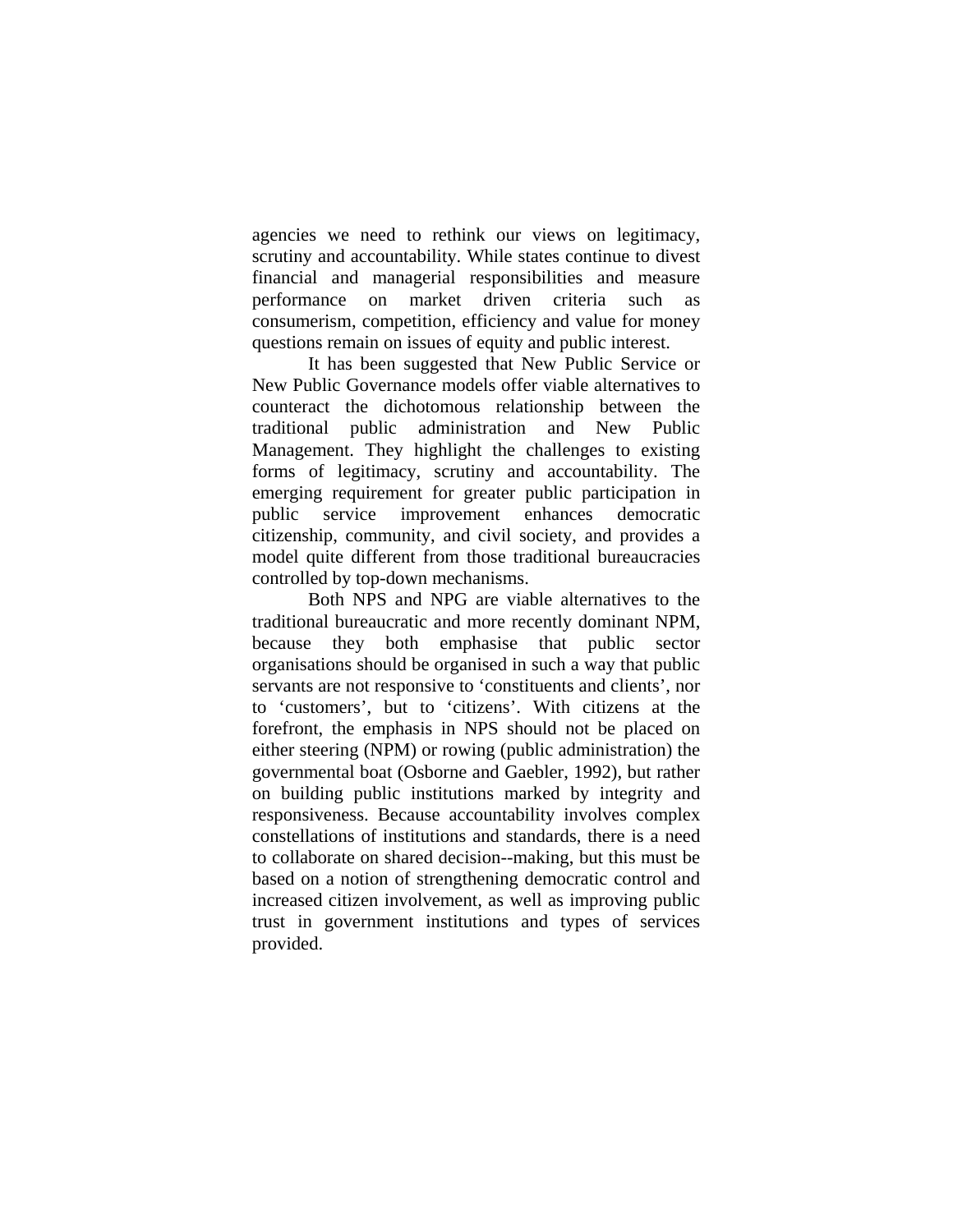agencies we need to rethink our views on legitimacy, scrutiny and accountability. While states continue to divest financial and managerial responsibilities and measure performance on market driven criteria such as consumerism, competition, efficiency and value for money questions remain on issues of equity and public interest.

It has been suggested that New Public Service or New Public Governance models offer viable alternatives to counteract the dichotomous relationship between the traditional public administration and New Public Management. They highlight the challenges to existing forms of legitimacy, scrutiny and accountability. The emerging requirement for greater public participation in public service improvement enhances democratic citizenship, community, and civil society, and provides a model quite different from those traditional bureaucracies controlled by top-down mechanisms.

Both NPS and NPG are viable alternatives to the traditional bureaucratic and more recently dominant NPM, because they both emphasise that public sector organisations should be organised in such a way that public servants are not responsive to 'constituents and clients', nor to 'customers', but to 'citizens'. With citizens at the forefront, the emphasis in NPS should not be placed on either steering (NPM) or rowing (public administration) the governmental boat (Osborne and Gaebler, 1992), but rather on building public institutions marked by integrity and responsiveness. Because accountability involves complex constellations of institutions and standards, there is a need to collaborate on shared decision--making, but this must be based on a notion of strengthening democratic control and increased citizen involvement, as well as improving public trust in government institutions and types of services provided.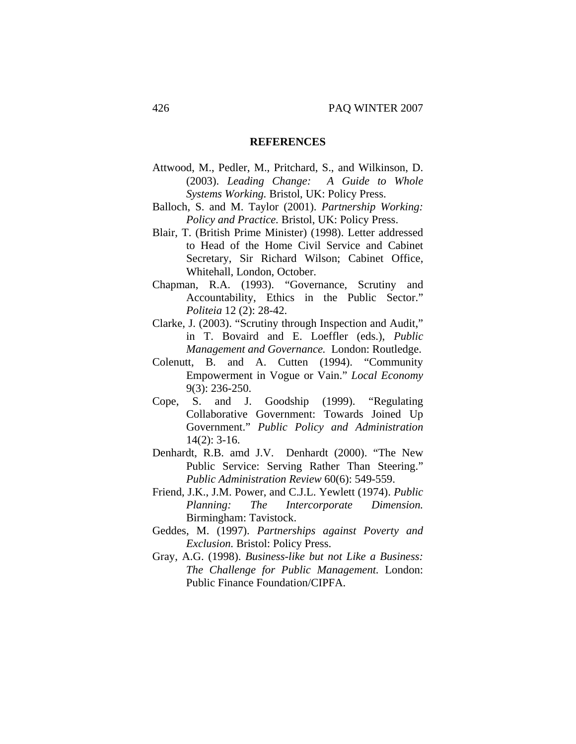## REFERENCES

Attwood, M., Pedler, M., Pritchard, S., and Wilkinson, D. (2003). *Leading Change: A Guide to Whole Systems Working.* Bristol, UK: Policy Press.

Balloch, S. and M. Taylor (2001). *Partnership Working: Policy and Practice.* Bristol, UK: Policy Press.

Blair, T. (British Prime Minister) (1998). Letter addressed to Head of the Home Civil Service and Cabinet Secretary, Sir Richard Wilson; Cabinet Office, Whitehall, London, October.

Chapman, R.A. (1993). "Governance, Scrutiny and Accountability, Ethics in the Public Sector." *Politeia* 12 (2): 28-42.

Clarke, J. (2003). "Scrutiny through Inspection and Audit," in T. Bovaird and E. Loeffler (eds.), *Public Management and Governance.* London: Routledge.

Colenutt, B. and A. Cutten (1994). "Community Empowerment in Vogue or Vain." *Local Economy* 9(3): 236-250.

Cope, S. and J. Goodship (1999). "Regulating Collaborative Government: Towards Joined Up Government." *Public Policy and Administration* 14(2): 3-16.

Denhardt, R.B. amd J.V. Denhardt (2000). "The New Public Service: Serving Rather Than Steering." *Public Administration Review* 60(6): 549-559.

Friend, J.K., J.M. Power, and C.J.L. Yewlett (1974). *Public Planning: The Intercorporate Dimension.* Birmingham: Tavistock.

Geddes, M. (1997). *Partnerships against Poverty and Exclusion.* Bristol: Policy Press.

Gray, A.G. (1998). *Business-like but not Like a Business: The Challenge for Public Management.* London: Public Finance Foundation/CIPFA.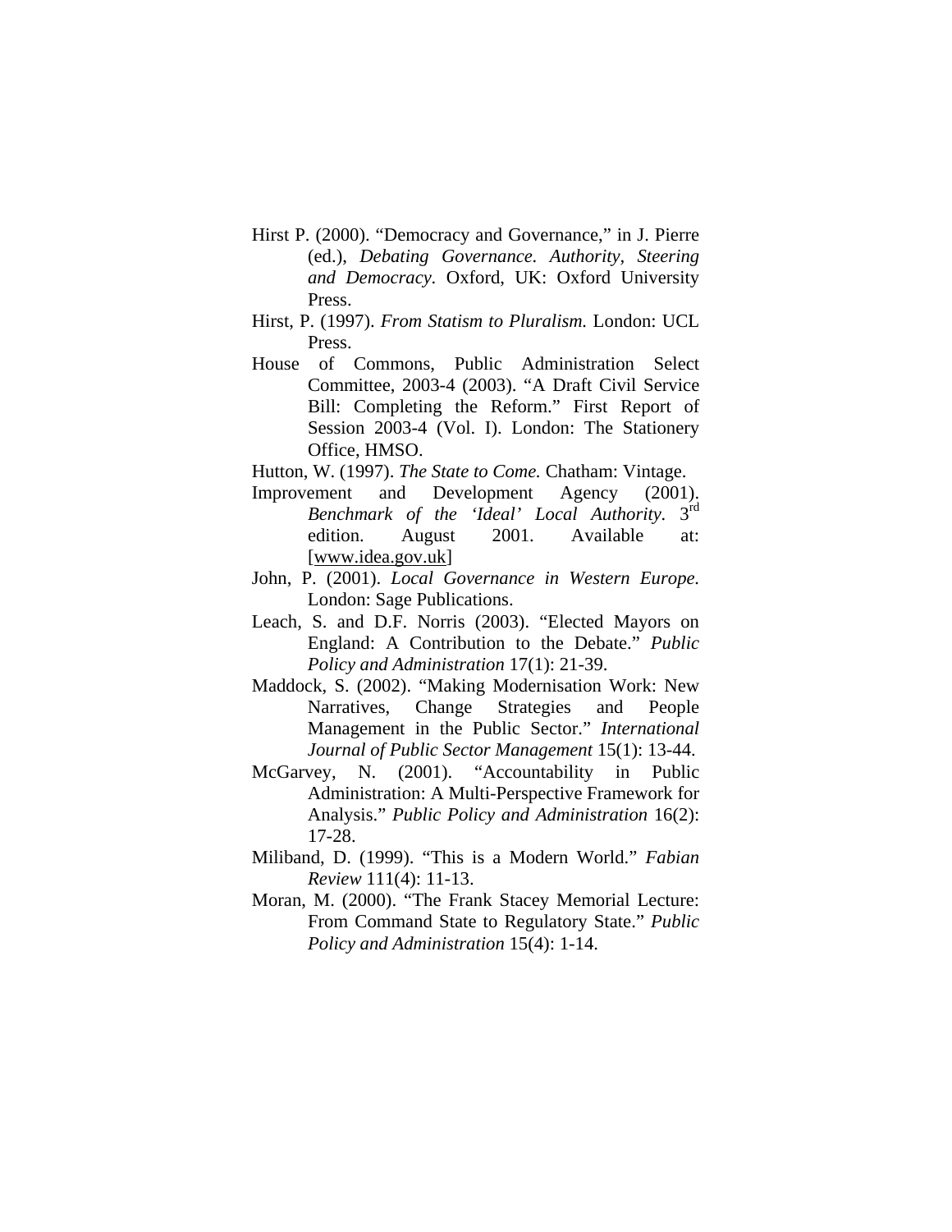Hirst P. (2000). "Democracy and Governance," in J. Pierre (ed.), *Debating Governance. Authority, Steering and Democracy*. Oxford, UK: Oxford University Press.

Hirst, P. (1997). *From Statism to Pluralism.* London: UCL Press.

House of Commons, Public Administration Select Committee, 2003-4 (2003). "A Draft Civil Service Bill: Completing the Reform." First Report of Session 2003-4 (Vol. I). London: The Stationery Office, HMSO.

Hutton, W. (1997). *The State to Come.* Chatham: Vintage.

Improvement and Development Agency (2001). *Benchmark of the 'Ideal' Local Authority.* 3rd edition. August 2001. Available at: [www.idea.gov.uk]

John, P. (2001). *Local Governance in Western Europe.* London: Sage Publications.

Leach, S. and D.F. Norris (2003). "Elected Mayors on England: A Contribution to the Debate." *Public Policy and Administration* 17(1): 21-39.

Maddock, S. (2002). "Making Modernisation Work: New Narratives, Change Strategies and People Management in the Public Sector." *International Journal of Public Sector Management* 15(1): 13-44.

McGarvey, N. (2001). "Accountability in Public Administration: A Multi-Perspective Framework for Analysis." *Public Policy and Administration* 16(2): 17-28.

Miliband, D. (1999). "This is a Modern World." *Fabian Review* 111(4): 11-13.

Moran, M. (2000). "The Frank Stacey Memorial Lecture: From Command State to Regulatory State." *Public Policy and Administration* 15(4): 1-14.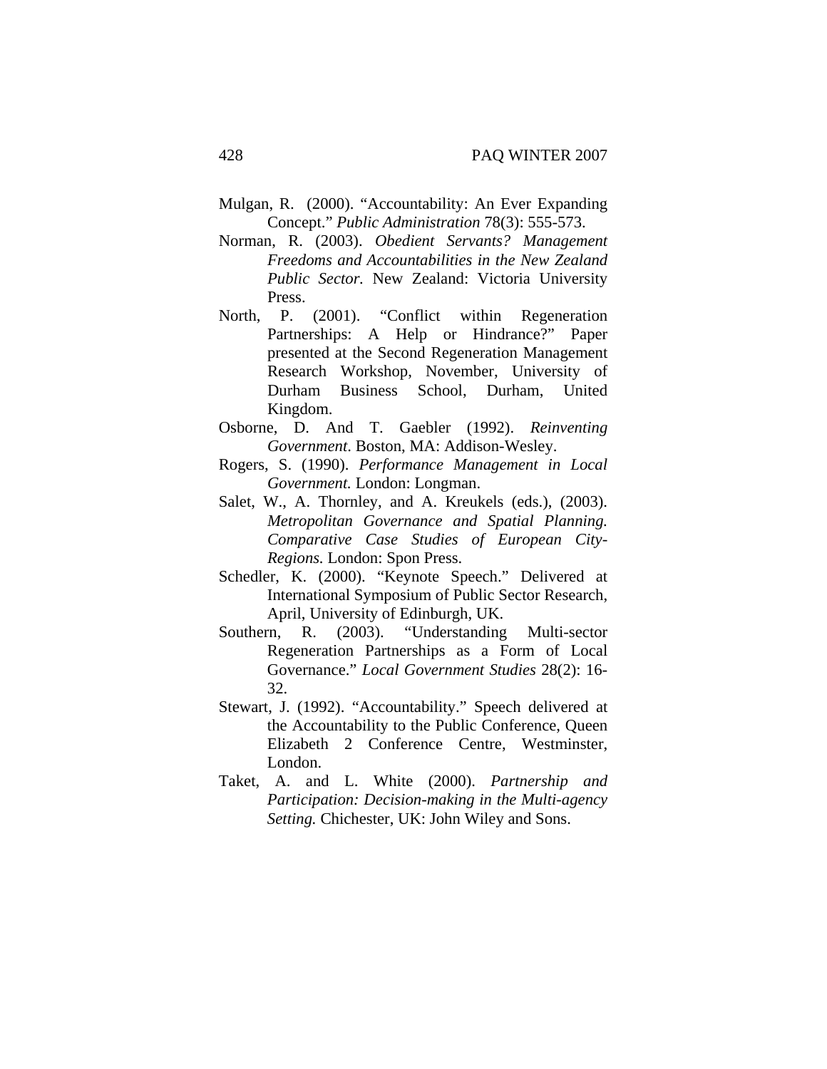Mulgan, R. (2000). "Accountability: An Ever Expanding Concept." *Public Administration* 78(3): 555-573.

Norman, R. (2003). *Obedient Servants? Management Freedoms and Accountabilities in the New Zealand Public Sector.* New Zealand: Victoria University Press.

North, P. (2001). "Conflict within Regeneration Partnerships: A Help or Hindrance?" Paper presented at the Second Regeneration Management Research Workshop, November, University of Durham Business School, Durham, United Kingdom.

Osborne, D. And T. Gaebler (1992). *Reinventing Government*. Boston, MA: Addison-Wesley.

Rogers, S. (1990). *Performance Management in Local Government.* London: Longman.

Salet, W., A. Thornley, and A. Kreukels (eds.), (2003). *Metropolitan Governance and Spatial Planning. Comparative Case Studies of European City-Regions*. London: Spon Press.

Schedler, K. (2000). "Keynote Speech." Delivered at International Symposium of Public Sector Research, April, University of Edinburgh, UK.

Southern, R. (2003). "Understanding Multi-sector Regeneration Partnerships as a Form of Local Governance." *Local Government Studies* 28(2): 16-32.

Stewart, J. (1992). "Accountability." Speech delivered at the Accountability to the Public Conference, Queen Elizabeth 2 Conference Centre, Westminster, London.

Taket, A. and L. White (2000). *Partnership and Participation: Decision-making in the Multi-agency Setting.* Chichester, UK: John Wiley and Sons.